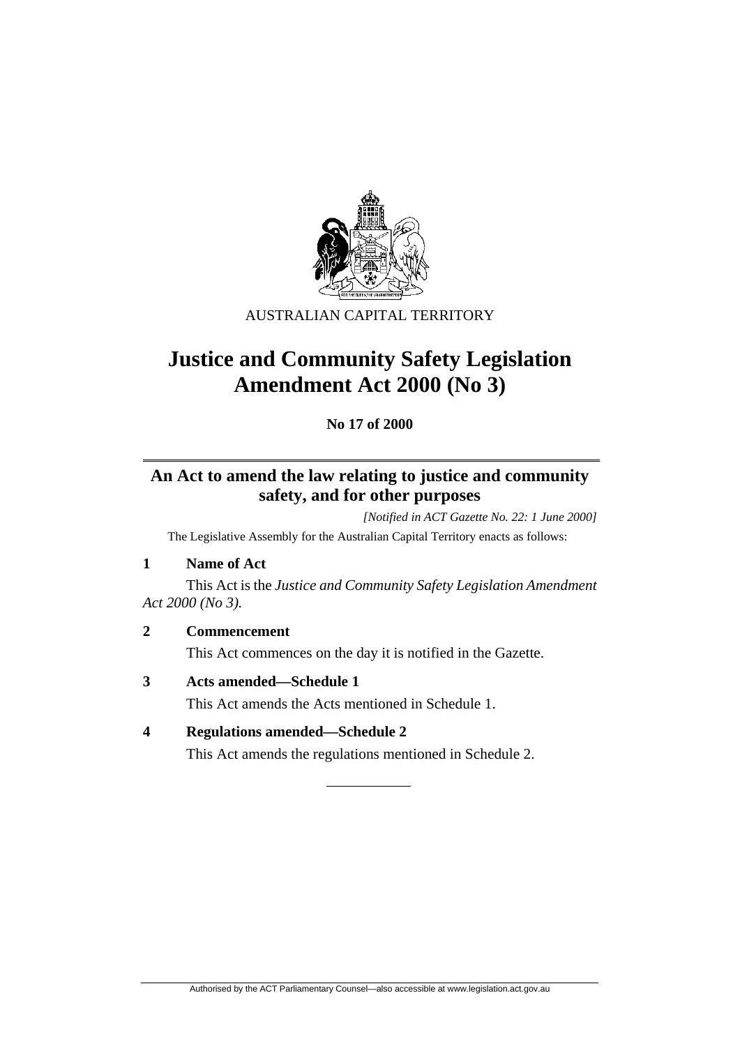AUSTRALIAN CAPITAL TERRITORY

# Justice and Community Safety Legislation Amendment Act 2000 (No 3)

**No 17 of 2000**

## An Act to amend the law relating to justice and community safety, and for other purposes

*[Notified in ACT Gazette No. 22: 1 June 2000]*

The Legislative Assembly for the Australian Capital Territory enacts as follows:

### 1 Name of Act

This Act is the *Justice and Community Safety Legislation Amendment Act 2000 (No 3).*

### 2 Commencement

This Act commences on the day it is notified in the Gazette.

### 3 Acts amended—Schedule 1

This Act amends the Acts mentioned in Schedule 1.

### 4 Regulations amended—Schedule 2

This Act amends the regulations mentioned in Schedule 2.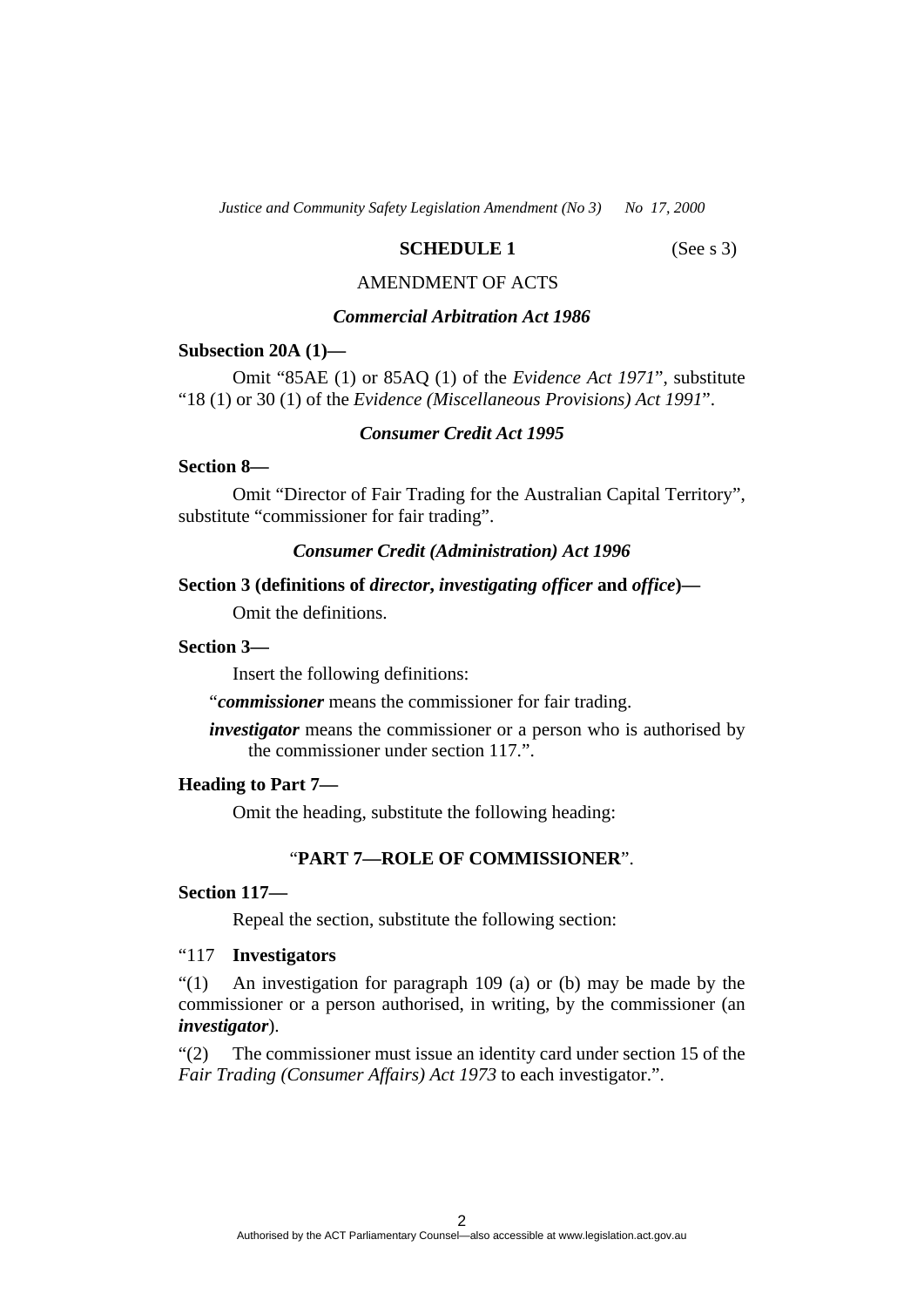## SCHEDULE 1

(See s 3)

AMENDMENT OF ACTS

### *Commercial Arbitration Act 1986*

**Subsection 20A (1)—**

Omit "85AE (1) or 85AQ (1) of the *Evidence Act 1971*", substitute "18 (1) or 30 (1) of the *Evidence (Miscellaneous Provisions) Act 1991*".

### *Consumer Credit Act 1995*

**Section 8—**

Omit "Director of Fair Trading for the Australian Capital Territory", substitute "commissioner for fair trading".

### *Consumer Credit (Administration) Act 1996*

**Section 3 (definitions of *director*, *investigating officer* and *office*)—**

Omit the definitions.

**Section 3—**

Insert the following definitions:

"***commissioner*** means the commissioner for fair trading.

***investigator*** means the commissioner or a person who is authorised by the commissioner under section 117.".

**Heading to Part 7—**

Omit the heading, substitute the following heading:

"**PART 7—ROLE OF COMMISSIONER**".

**Section 117—**

Repeal the section, substitute the following section:

"117 **Investigators**

"(1) An investigation for paragraph 109 (a) or (b) may be made by the commissioner or a person authorised, in writing, by the commissioner (an ***investigator***).

"(2) The commissioner must issue an identity card under section 15 of the *Fair Trading (Consumer Affairs) Act 1973* to each investigator.".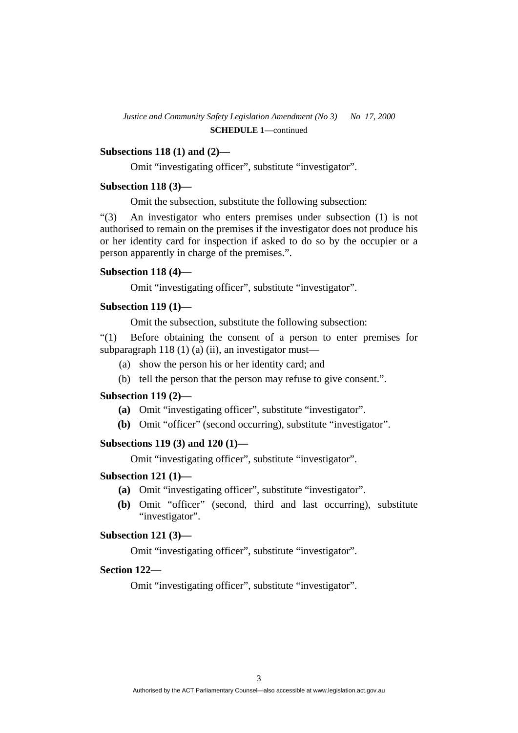**Subsections 118 (1) and (2)—**

Omit "investigating officer", substitute "investigator".

**Subsection 118 (3)—**

Omit the subsection, substitute the following subsection:

"(3) An investigator who enters premises under subsection (1) is not authorised to remain on the premises if the investigator does not produce his or her identity card for inspection if asked to do so by the occupier or a person apparently in charge of the premises.".

**Subsection 118 (4)—**

Omit "investigating officer", substitute "investigator".

**Subsection 119 (1)—**

Omit the subsection, substitute the following subsection:

"(1) Before obtaining the consent of a person to enter premises for subparagraph 118 (1) (a) (ii), an investigator must—

(a) show the person his or her identity card; and

(b) tell the person that the person may refuse to give consent.".

**Subsection 119 (2)—**

**(a)** Omit "investigating officer", substitute "investigator".

**(b)** Omit "officer" (second occurring), substitute "investigator".

**Subsections 119 (3) and 120 (1)—**

Omit "investigating officer", substitute "investigator".

**Subsection 121 (1)—**

**(a)** Omit "investigating officer", substitute "investigator".

**(b)** Omit "officer" (second, third and last occurring), substitute "investigator".

**Subsection 121 (3)—**

Omit "investigating officer", substitute "investigator".

**Section 122—**

Omit "investigating officer", substitute "investigator".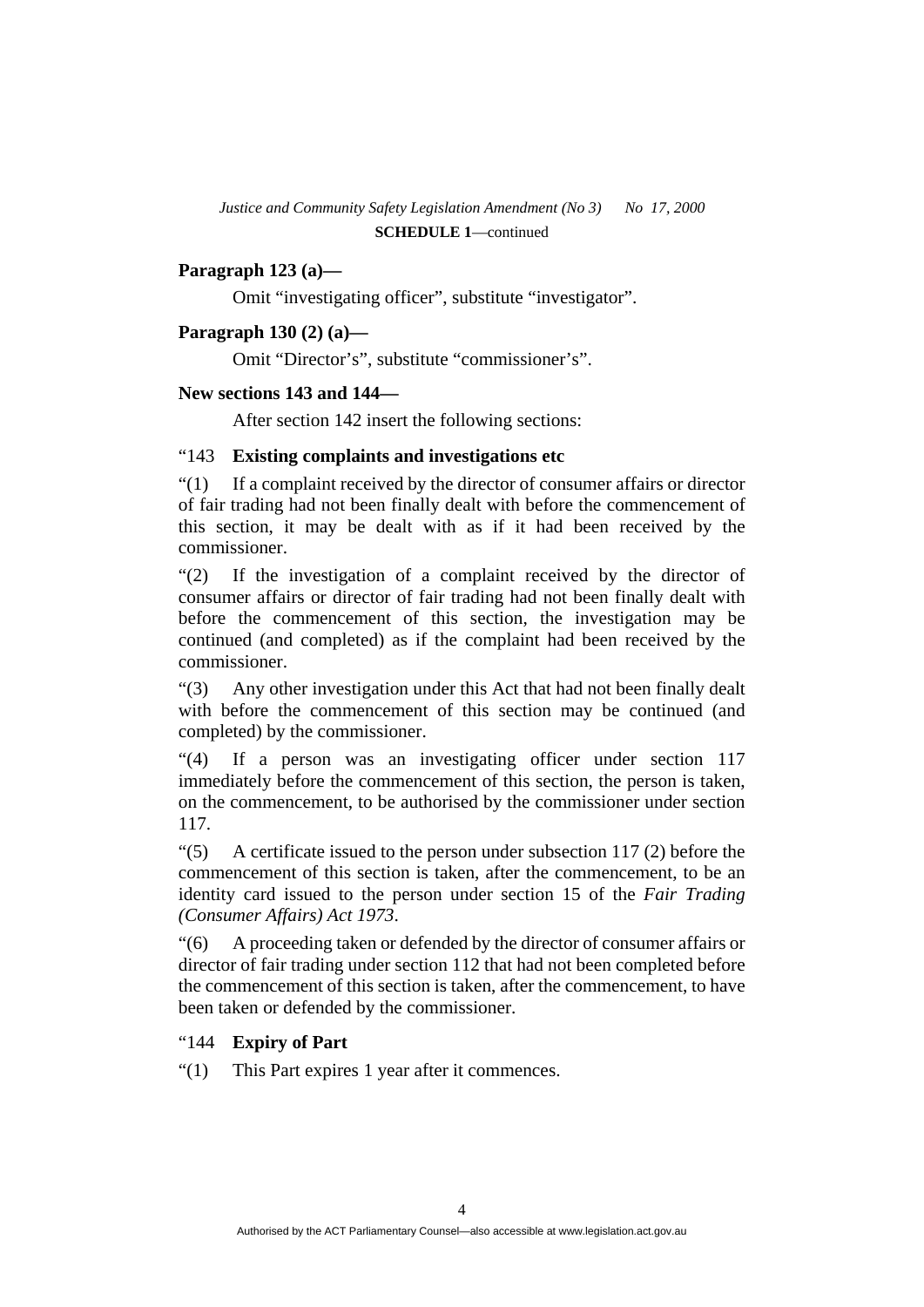**Paragraph 123 (a)—**

Omit "investigating officer", substitute "investigator".

**Paragraph 130 (2) (a)—**

Omit "Director's", substitute "commissioner's".

**New sections 143 and 144—**

After section 142 insert the following sections:

"143 **Existing complaints and investigations etc**

"(1) If a complaint received by the director of consumer affairs or director of fair trading had not been finally dealt with before the commencement of this section, it may be dealt with as if it had been received by the commissioner.

"(2) If the investigation of a complaint received by the director of consumer affairs or director of fair trading had not been finally dealt with before the commencement of this section, the investigation may be continued (and completed) as if the complaint had been received by the commissioner.

"(3) Any other investigation under this Act that had not been finally dealt with before the commencement of this section may be continued (and completed) by the commissioner.

"(4) If a person was an investigating officer under section 117 immediately before the commencement of this section, the person is taken, on the commencement, to be authorised by the commissioner under section 117.

"(5) A certificate issued to the person under subsection 117 (2) before the commencement of this section is taken, after the commencement, to be an identity card issued to the person under section 15 of the *Fair Trading (Consumer Affairs) Act 1973*.

"(6) A proceeding taken or defended by the director of consumer affairs or director of fair trading under section 112 that had not been completed before the commencement of this section is taken, after the commencement, to have been taken or defended by the commissioner.

"144 **Expiry of Part**

"(1) This Part expires 1 year after it commences.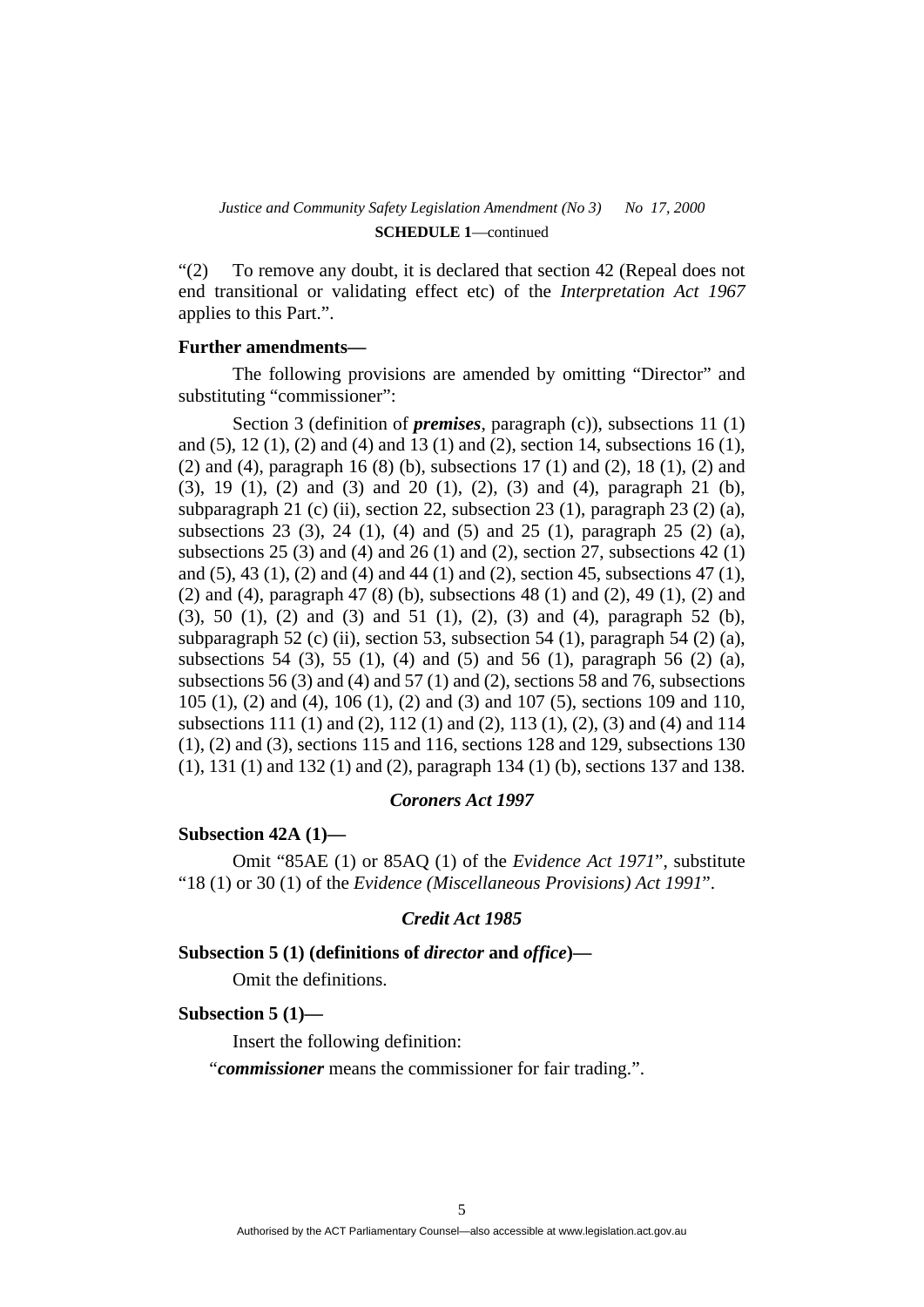"(2) To remove any doubt, it is declared that section 42 (Repeal does not end transitional or validating effect etc) of the *Interpretation Act 1967* applies to this Part.".

**Further amendments—**

The following provisions are amended by omitting "Director" and substituting "commissioner":

Section 3 (definition of ***premises***, paragraph (c)), subsections 11 (1) and (5), 12 (1), (2) and (4) and 13 (1) and (2), section 14, subsections 16 (1), (2) and (4), paragraph 16 (8) (b), subsections 17 (1) and (2), 18 (1), (2) and (3), 19 (1), (2) and (3) and 20 (1), (2), (3) and (4), paragraph 21 (b), subparagraph 21 (c) (ii), section 22, subsection 23 (1), paragraph 23 (2) (a), subsections 23 (3), 24 (1), (4) and (5) and 25 (1), paragraph 25 (2) (a), subsections 25 (3) and (4) and 26 (1) and (2), section 27, subsections 42 (1) and (5), 43 (1), (2) and (4) and 44 (1) and (2), section 45, subsections 47 (1), (2) and (4), paragraph 47 (8) (b), subsections 48 (1) and (2), 49 (1), (2) and (3), 50 (1), (2) and (3) and 51 (1), (2), (3) and (4), paragraph 52 (b), subparagraph 52 (c) (ii), section 53, subsection 54 (1), paragraph 54 (2) (a), subsections 54 (3), 55 (1), (4) and (5) and 56 (1), paragraph 56 (2) (a), subsections 56 (3) and (4) and 57 (1) and (2), sections 58 and 76, subsections 105 (1), (2) and (4), 106 (1), (2) and (3) and 107 (5), sections 109 and 110, subsections 111 (1) and (2), 112 (1) and (2), 113 (1), (2), (3) and (4) and 114 (1), (2) and (3), sections 115 and 116, sections 128 and 129, subsections 130 (1), 131 (1) and 132 (1) and (2), paragraph 134 (1) (b), sections 137 and 138.

## *Coroners Act 1997*

**Subsection 42A (1)—**

Omit "85AE (1) or 85AQ (1) of the *Evidence Act 1971*", substitute "18 (1) or 30 (1) of the *Evidence (Miscellaneous Provisions) Act 1991*".

## *Credit Act 1985*

**Subsection 5 (1) (definitions of *director* and *office*)—**

Omit the definitions.

**Subsection 5 (1)—**

Insert the following definition:

"***commissioner*** means the commissioner for fair trading.".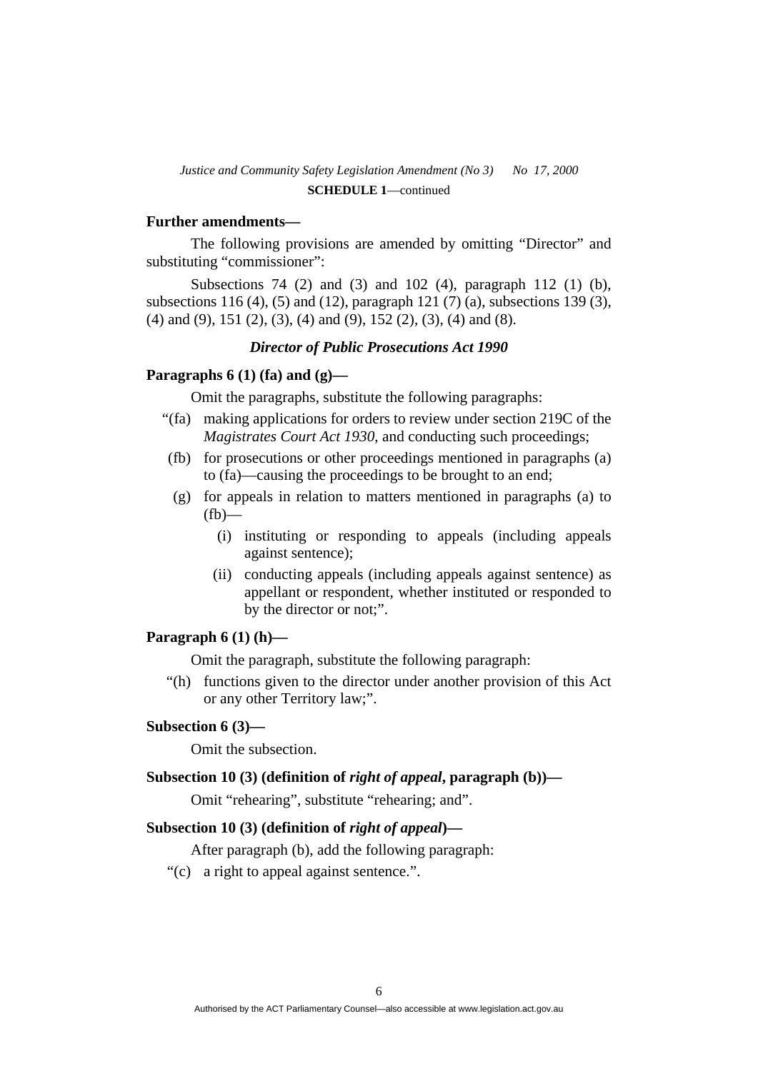**Further amendments—**

The following provisions are amended by omitting "Director" and substituting "commissioner":

Subsections 74 (2) and (3) and 102 (4), paragraph 112 (1) (b), subsections 116 (4), (5) and (12), paragraph 121 (7) (a), subsections 139 (3), (4) and (9), 151 (2), (3), (4) and (9), 152 (2), (3), (4) and (8).

### *Director of Public Prosecutions Act 1990*

**Paragraphs 6 (1) (fa) and (g)—**

Omit the paragraphs, substitute the following paragraphs:

"(fa) making applications for orders to review under section 219C of the *Magistrates Court Act 1930*, and conducting such proceedings;

(fb) for prosecutions or other proceedings mentioned in paragraphs (a) to (fa)—causing the proceedings to be brought to an end;

(g) for appeals in relation to matters mentioned in paragraphs (a) to (fb)—

(i) instituting or responding to appeals (including appeals against sentence);

(ii) conducting appeals (including appeals against sentence) as appellant or respondent, whether instituted or responded to by the director or not;".

**Paragraph 6 (1) (h)—**

Omit the paragraph, substitute the following paragraph:

"(h) functions given to the director under another provision of this Act or any other Territory law;".

**Subsection 6 (3)—**

Omit the subsection.

**Subsection 10 (3) (definition of *right of appeal*, paragraph (b))—**

Omit "rehearing", substitute "rehearing; and".

**Subsection 10 (3) (definition of *right of appeal*)—**

After paragraph (b), add the following paragraph:

"(c) a right to appeal against sentence.".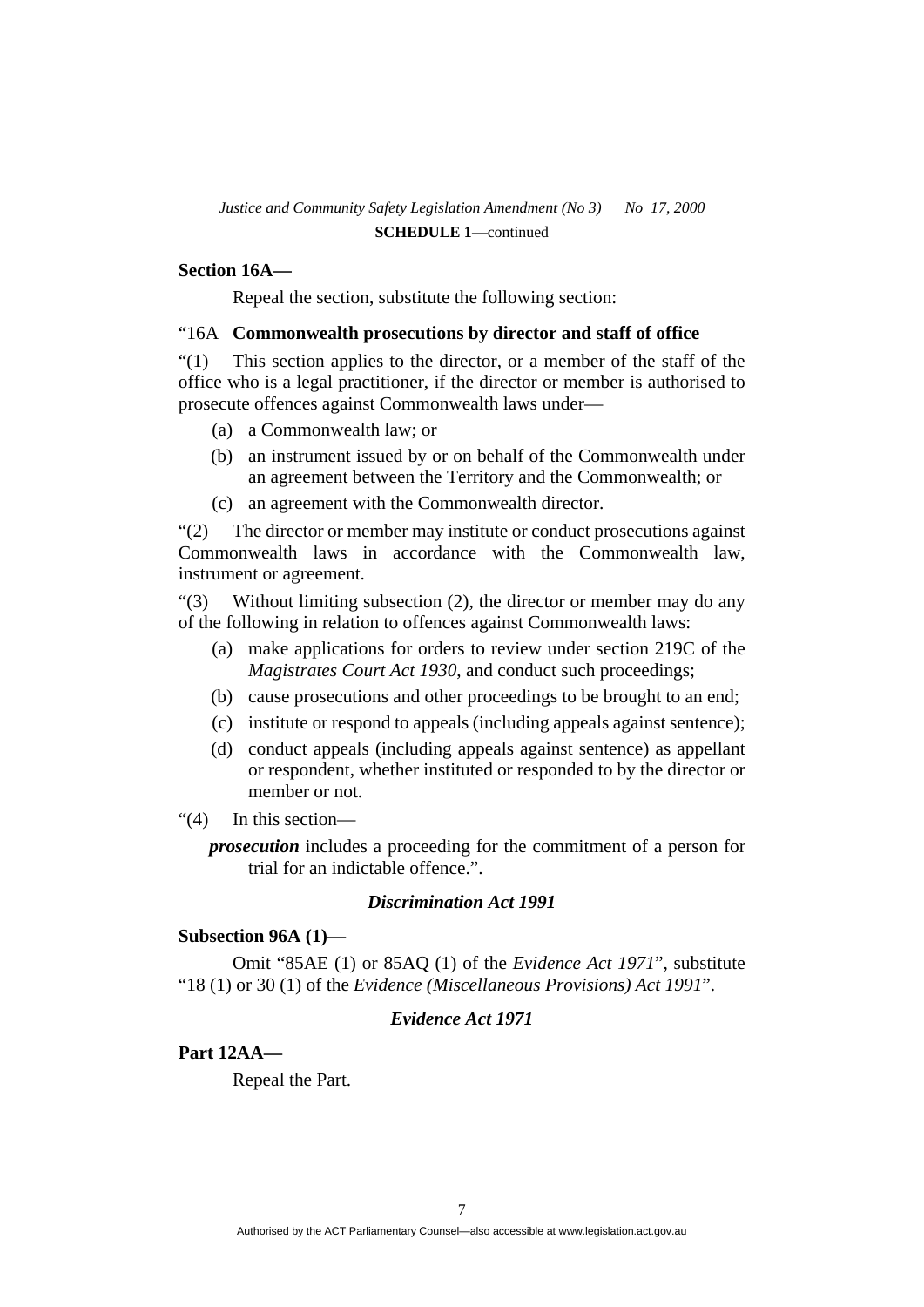**Section 16A—**

Repeal the section, substitute the following section:

"16A **Commonwealth prosecutions by director and staff of office**

"(1) This section applies to the director, or a member of the staff of the office who is a legal practitioner, if the director or member is authorised to prosecute offences against Commonwealth laws under—

(a) a Commonwealth law; or

(b) an instrument issued by or on behalf of the Commonwealth under an agreement between the Territory and the Commonwealth; or

(c) an agreement with the Commonwealth director.

"(2) The director or member may institute or conduct prosecutions against Commonwealth laws in accordance with the Commonwealth law, instrument or agreement.

"(3) Without limiting subsection (2), the director or member may do any of the following in relation to offences against Commonwealth laws:

(a) make applications for orders to review under section 219C of the *Magistrates Court Act 1930*, and conduct such proceedings;

(b) cause prosecutions and other proceedings to be brought to an end;

(c) institute or respond to appeals (including appeals against sentence);

(d) conduct appeals (including appeals against sentence) as appellant or respondent, whether instituted or responded to by the director or member or not.

"(4) In this section—

***prosecution*** includes a proceeding for the commitment of a person for trial for an indictable offence.".

### *Discrimination Act 1991*

**Subsection 96A (1)—**

Omit "85AE (1) or 85AQ (1) of the *Evidence Act 1971*", substitute "18 (1) or 30 (1) of the *Evidence (Miscellaneous Provisions) Act 1991*".

### *Evidence Act 1971*

**Part 12AA—**

Repeal the Part.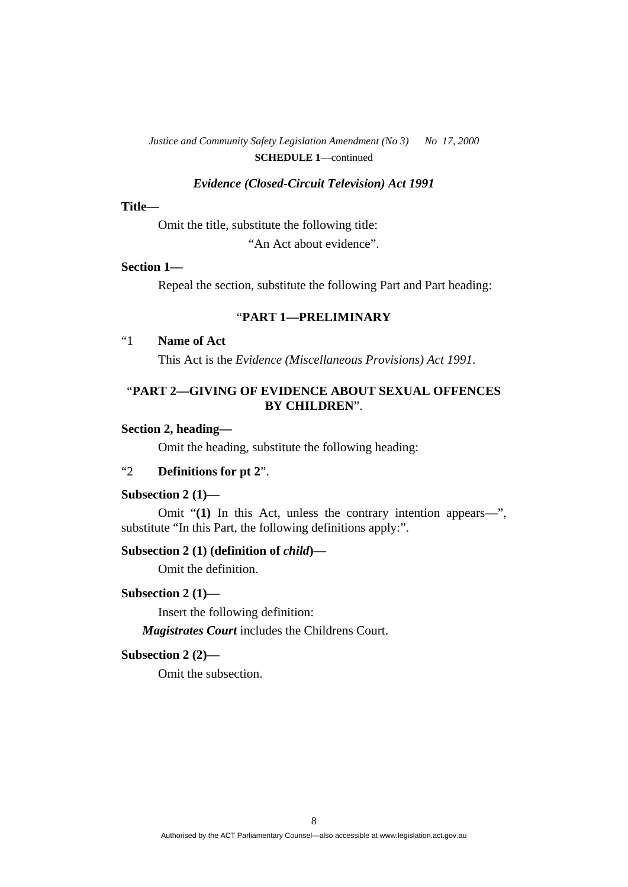### *Evidence (Closed-Circuit Television) Act 1991*

**Title—**

Omit the title, substitute the following title:

"An Act about evidence".

**Section 1—**

Repeal the section, substitute the following Part and Part heading:

"**PART 1—PRELIMINARY**

"1 **Name of Act**

This Act is the *Evidence (Miscellaneous Provisions) Act 1991*.

"**PART 2—GIVING OF EVIDENCE ABOUT SEXUAL OFFENCES BY CHILDREN**".

**Section 2, heading—**

Omit the heading, substitute the following heading:

"2 **Definitions for pt 2**".

**Subsection 2 (1)—**

Omit "**(1)** In this Act, unless the contrary intention appears—", substitute "In this Part, the following definitions apply:".

**Subsection 2 (1) (definition of *child*)—**

Omit the definition.

**Subsection 2 (1)—**

Insert the following definition:

***Magistrates Court*** includes the Childrens Court.

**Subsection 2 (2)—**

Omit the subsection.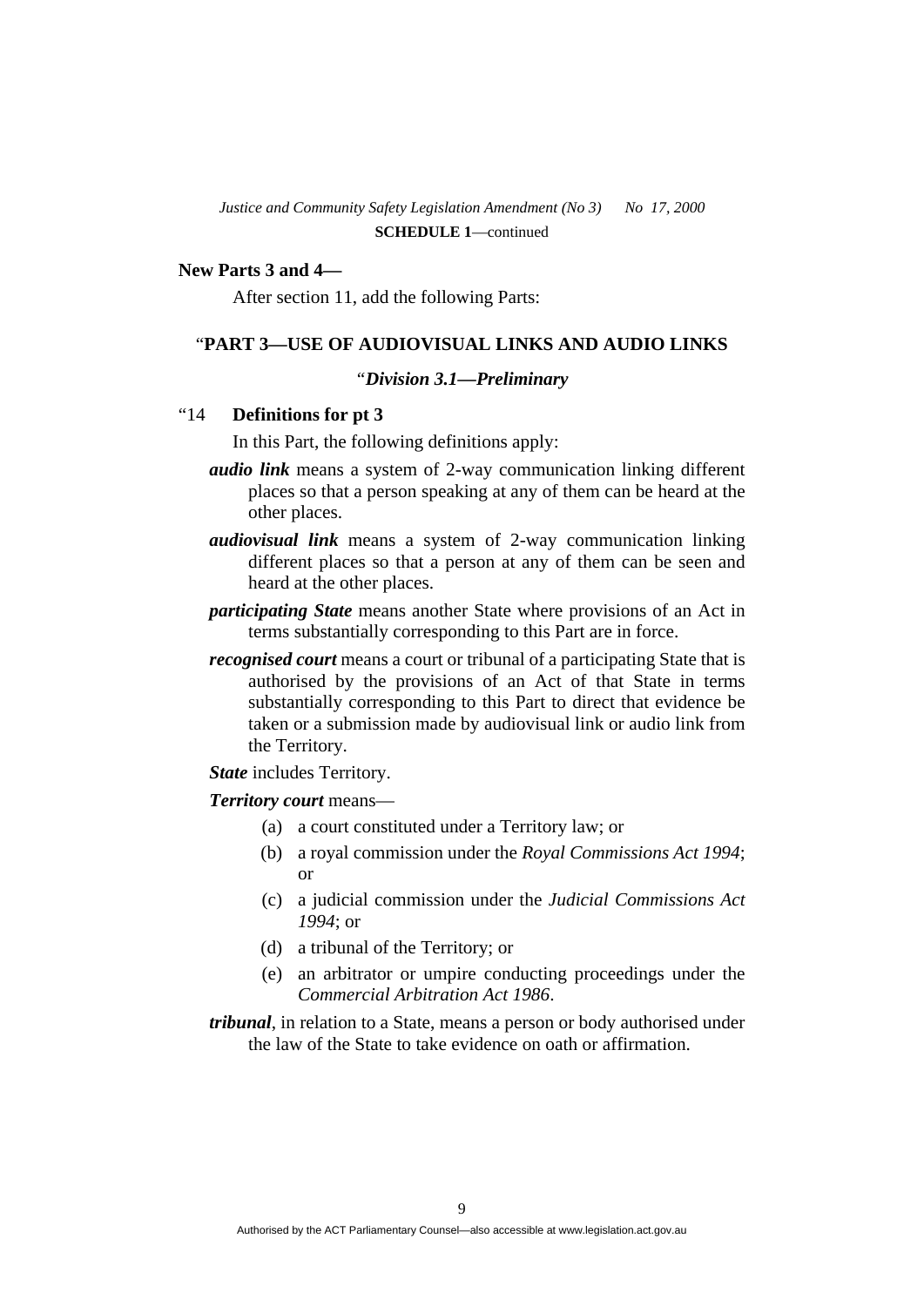**New Parts 3 and 4—**

After section 11, add the following Parts:

"**PART 3—USE OF AUDIOVISUAL LINKS AND AUDIO LINKS**

"***Division 3.1—Preliminary***

"14 **Definitions for pt 3**

In this Part, the following definitions apply:

***audio link*** means a system of 2-way communication linking different places so that a person speaking at any of them can be heard at the other places.

***audiovisual link*** means a system of 2-way communication linking different places so that a person at any of them can be seen and heard at the other places.

***participating State*** means another State where provisions of an Act in terms substantially corresponding to this Part are in force.

***recognised court*** means a court or tribunal of a participating State that is authorised by the provisions of an Act of that State in terms substantially corresponding to this Part to direct that evidence be taken or a submission made by audiovisual link or audio link from the Territory.

***State*** includes Territory.

***Territory court*** means—

(a) a court constituted under a Territory law; or

(b) a royal commission under the *Royal Commissions Act 1994*; or

(c) a judicial commission under the *Judicial Commissions Act 1994*; or

(d) a tribunal of the Territory; or

(e) an arbitrator or umpire conducting proceedings under the *Commercial Arbitration Act 1986*.

***tribunal***, in relation to a State, means a person or body authorised under the law of the State to take evidence on oath or affirmation.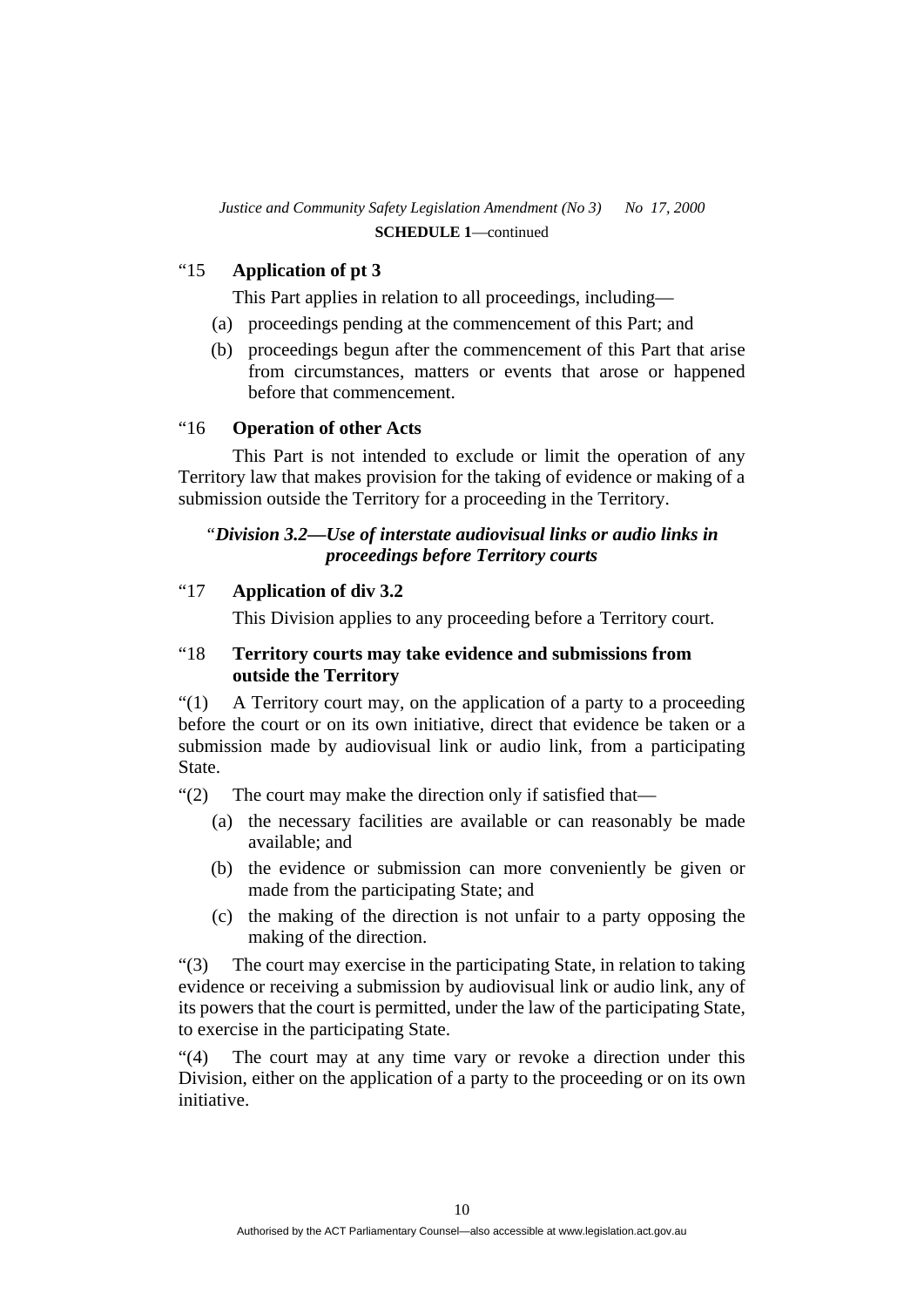"15 **Application of pt 3**

This Part applies in relation to all proceedings, including—

(a) proceedings pending at the commencement of this Part; and

(b) proceedings begun after the commencement of this Part that arise from circumstances, matters or events that arose or happened before that commencement.

"16 **Operation of other Acts**

This Part is not intended to exclude or limit the operation of any Territory law that makes provision for the taking of evidence or making of a submission outside the Territory for a proceeding in the Territory.

"***Division 3.2—Use of interstate audiovisual links or audio links in proceedings before Territory courts***

"17 **Application of div 3.2**

This Division applies to any proceeding before a Territory court.

"18 **Territory courts may take evidence and submissions from outside the Territory**

"(1) A Territory court may, on the application of a party to a proceeding before the court or on its own initiative, direct that evidence be taken or a submission made by audiovisual link or audio link, from a participating State.

"(2) The court may make the direction only if satisfied that—

(a) the necessary facilities are available or can reasonably be made available; and

(b) the evidence or submission can more conveniently be given or made from the participating State; and

(c) the making of the direction is not unfair to a party opposing the making of the direction.

"(3) The court may exercise in the participating State, in relation to taking evidence or receiving a submission by audiovisual link or audio link, any of its powers that the court is permitted, under the law of the participating State, to exercise in the participating State.

"(4) The court may at any time vary or revoke a direction under this Division, either on the application of a party to the proceeding or on its own initiative.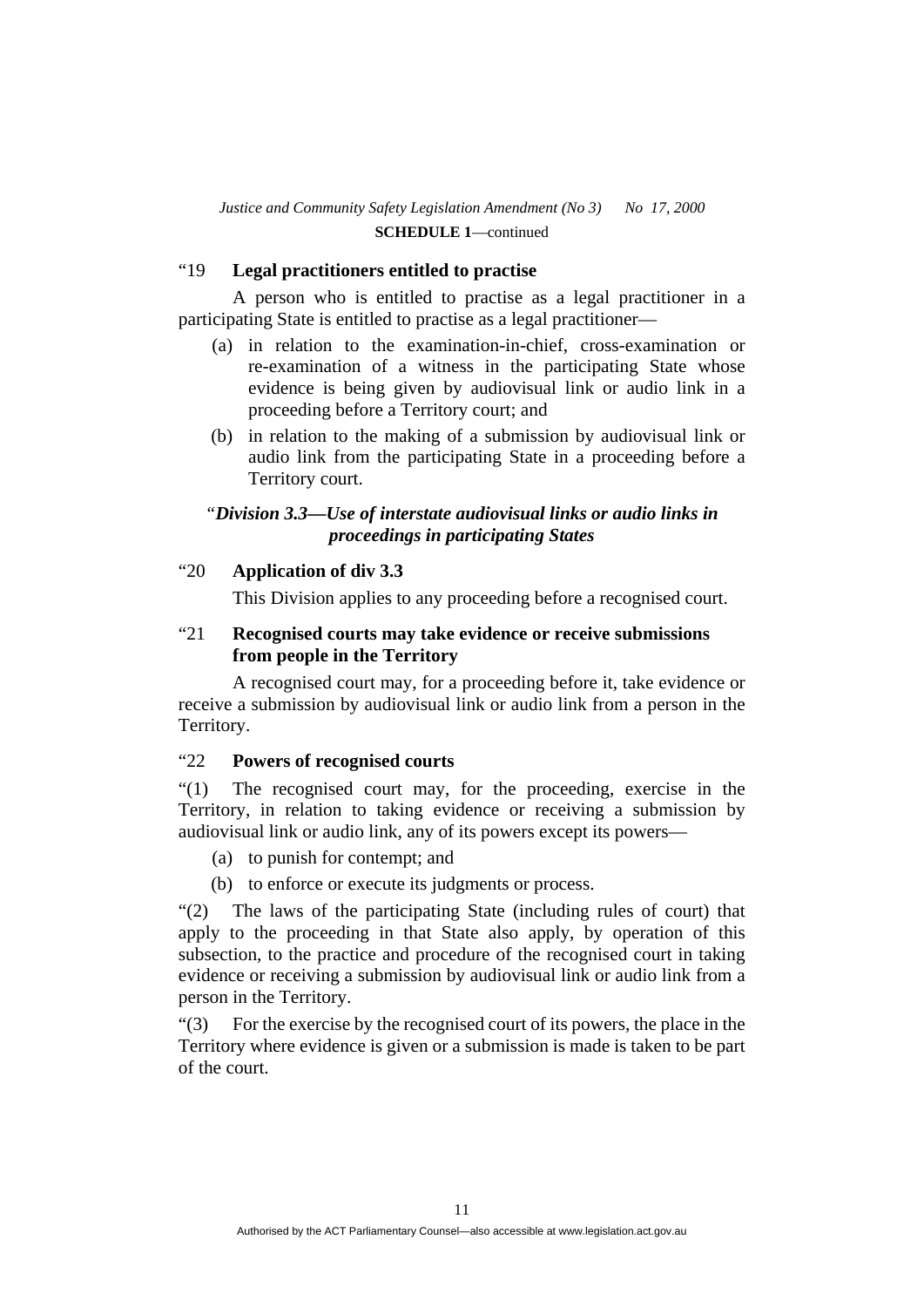"19 **Legal practitioners entitled to practise**

A person who is entitled to practise as a legal practitioner in a participating State is entitled to practise as a legal practitioner—

(a) in relation to the examination-in-chief, cross-examination or re-examination of a witness in the participating State whose evidence is being given by audiovisual link or audio link in a proceeding before a Territory court; and

(b) in relation to the making of a submission by audiovisual link or audio link from the participating State in a proceeding before a Territory court.

"*Division 3.3—Use of interstate audiovisual links or audio links in proceedings in participating States*

"20 **Application of div 3.3**

This Division applies to any proceeding before a recognised court.

"21 **Recognised courts may take evidence or receive submissions from people in the Territory**

A recognised court may, for a proceeding before it, take evidence or receive a submission by audiovisual link or audio link from a person in the Territory.

"22 **Powers of recognised courts**

"(1) The recognised court may, for the proceeding, exercise in the Territory, in relation to taking evidence or receiving a submission by audiovisual link or audio link, any of its powers except its powers—

(a) to punish for contempt; and

(b) to enforce or execute its judgments or process.

"(2) The laws of the participating State (including rules of court) that apply to the proceeding in that State also apply, by operation of this subsection, to the practice and procedure of the recognised court in taking evidence or receiving a submission by audiovisual link or audio link from a person in the Territory.

"(3) For the exercise by the recognised court of its powers, the place in the Territory where evidence is given or a submission is made is taken to be part of the court.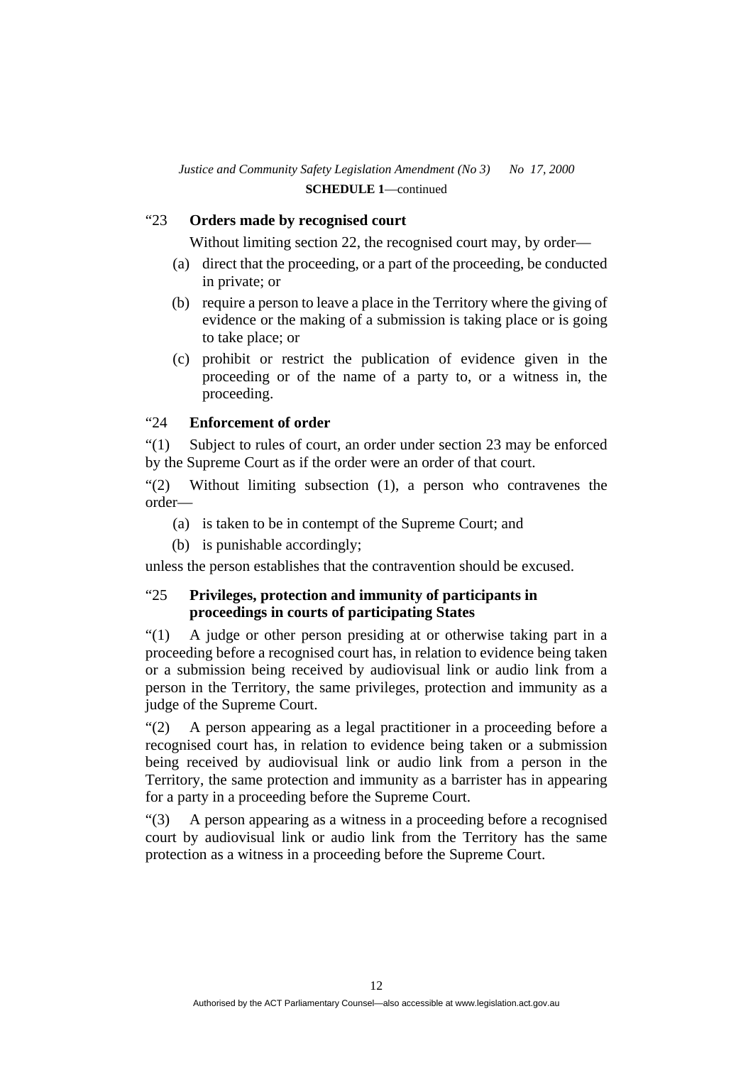"23 **Orders made by recognised court**

Without limiting section 22, the recognised court may, by order—

(a) direct that the proceeding, or a part of the proceeding, be conducted in private; or

(b) require a person to leave a place in the Territory where the giving of evidence or the making of a submission is taking place or is going to take place; or

(c) prohibit or restrict the publication of evidence given in the proceeding or of the name of a party to, or a witness in, the proceeding.

"24 **Enforcement of order**

"(1) Subject to rules of court, an order under section 23 may be enforced by the Supreme Court as if the order were an order of that court.

"(2) Without limiting subsection (1), a person who contravenes the order—

(a) is taken to be in contempt of the Supreme Court; and

(b) is punishable accordingly;

unless the person establishes that the contravention should be excused.

"25 **Privileges, protection and immunity of participants in proceedings in courts of participating States**

"(1) A judge or other person presiding at or otherwise taking part in a proceeding before a recognised court has, in relation to evidence being taken or a submission being received by audiovisual link or audio link from a person in the Territory, the same privileges, protection and immunity as a judge of the Supreme Court.

"(2) A person appearing as a legal practitioner in a proceeding before a recognised court has, in relation to evidence being taken or a submission being received by audiovisual link or audio link from a person in the Territory, the same protection and immunity as a barrister has in appearing for a party in a proceeding before the Supreme Court.

"(3) A person appearing as a witness in a proceeding before a recognised court by audiovisual link or audio link from the Territory has the same protection as a witness in a proceeding before the Supreme Court.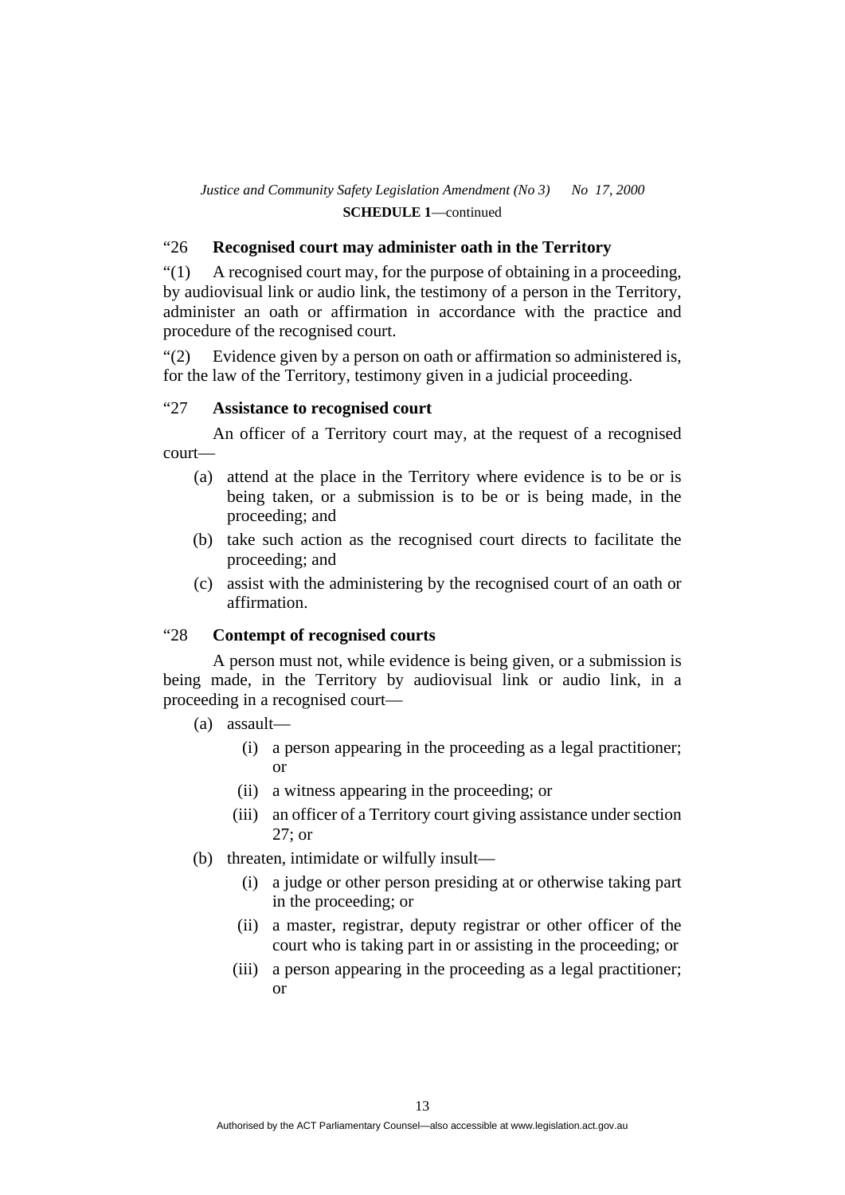“26 **Recognised court may administer oath in the Territory**

“(1) A recognised court may, for the purpose of obtaining in a proceeding, by audiovisual link or audio link, the testimony of a person in the Territory, administer an oath or affirmation in accordance with the practice and procedure of the recognised court.

“(2) Evidence given by a person on oath or affirmation so administered is, for the law of the Territory, testimony given in a judicial proceeding.

“27 **Assistance to recognised court**

An officer of a Territory court may, at the request of a recognised court—

- (a) attend at the place in the Territory where evidence is to be or is being taken, or a submission is to be or is being made, in the proceeding; and
- (b) take such action as the recognised court directs to facilitate the proceeding; and
- (c) assist with the administering by the recognised court of an oath or affirmation.

“28 **Contempt of recognised courts**

A person must not, while evidence is being given, or a submission is being made, in the Territory by audiovisual link or audio link, in a proceeding in a recognised court—

- (a) assault—
  - (i) a person appearing in the proceeding as a legal practitioner; or
  - (ii) a witness appearing in the proceeding; or
  - (iii) an officer of a Territory court giving assistance under section 27; or
- (b) threaten, intimidate or wilfully insult—
  - (i) a judge or other person presiding at or otherwise taking part in the proceeding; or
  - (ii) a master, registrar, deputy registrar or other officer of the court who is taking part in or assisting in the proceeding; or
  - (iii) a person appearing in the proceeding as a legal practitioner; or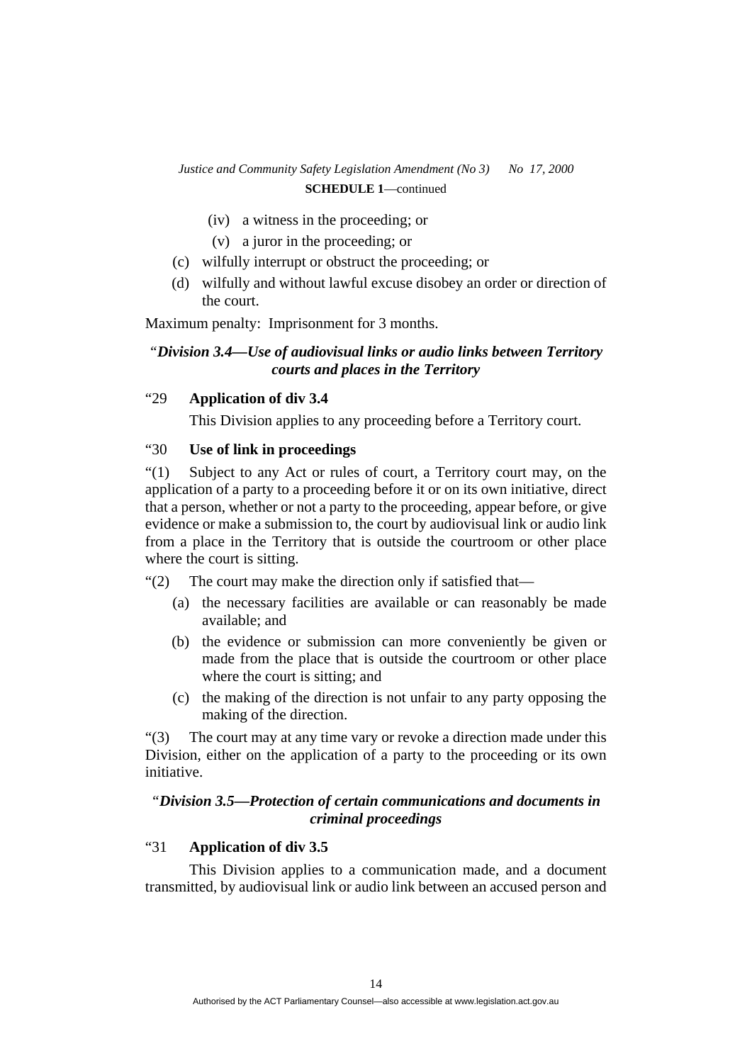(iv) a witness in the proceeding; or

(v) a juror in the proceeding; or

(c) wilfully interrupt or obstruct the proceeding; or

(d) wilfully and without lawful excuse disobey an order or direction of the court.

Maximum penalty: Imprisonment for 3 months.

### “*Division 3.4—Use of audiovisual links or audio links between Territory courts and places in the Territory*

“29 **Application of div 3.4**

This Division applies to any proceeding before a Territory court.

“30 **Use of link in proceedings**

“(1) Subject to any Act or rules of court, a Territory court may, on the application of a party to a proceeding before it or on its own initiative, direct that a person, whether or not a party to the proceeding, appear before, or give evidence or make a submission to, the court by audiovisual link or audio link from a place in the Territory that is outside the courtroom or other place where the court is sitting.

“(2) The court may make the direction only if satisfied that—

(a) the necessary facilities are available or can reasonably be made available; and

(b) the evidence or submission can more conveniently be given or made from the place that is outside the courtroom or other place where the court is sitting; and

(c) the making of the direction is not unfair to any party opposing the making of the direction.

“(3) The court may at any time vary or revoke a direction made under this Division, either on the application of a party to the proceeding or its own initiative.

### “*Division 3.5—Protection of certain communications and documents in criminal proceedings*

“31 **Application of div 3.5**

This Division applies to a communication made, and a document transmitted, by audiovisual link or audio link between an accused person and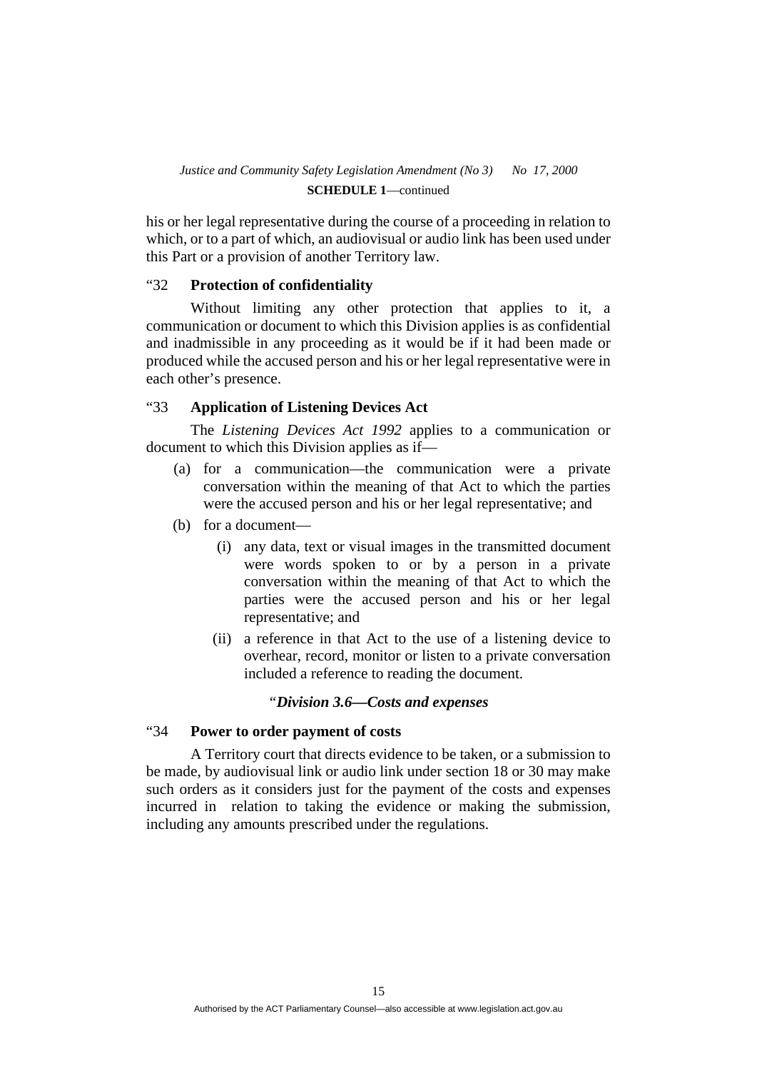his or her legal representative during the course of a proceeding in relation to which, or to a part of which, an audiovisual or audio link has been used under this Part or a provision of another Territory law.

### "32 Protection of confidentiality

Without limiting any other protection that applies to it, a communication or document to which this Division applies is as confidential and inadmissible in any proceeding as it would be if it had been made or produced while the accused person and his or her legal representative were in each other's presence.

### "33 Application of Listening Devices Act

The *Listening Devices Act 1992* applies to a communication or document to which this Division applies as if—

(a) for a communication—the communication were a private conversation within the meaning of that Act to which the parties were the accused person and his or her legal representative; and

(b) for a document—

(i) any data, text or visual images in the transmitted document were words spoken to or by a person in a private conversation within the meaning of that Act to which the parties were the accused person and his or her legal representative; and

(ii) a reference in that Act to the use of a listening device to overhear, record, monitor or listen to a private conversation included a reference to reading the document.

## "*Division 3.6—Costs and expenses*

### "34 Power to order payment of costs

A Territory court that directs evidence to be taken, or a submission to be made, by audiovisual link or audio link under section 18 or 30 may make such orders as it considers just for the payment of the costs and expenses incurred in relation to taking the evidence or making the submission, including any amounts prescribed under the regulations.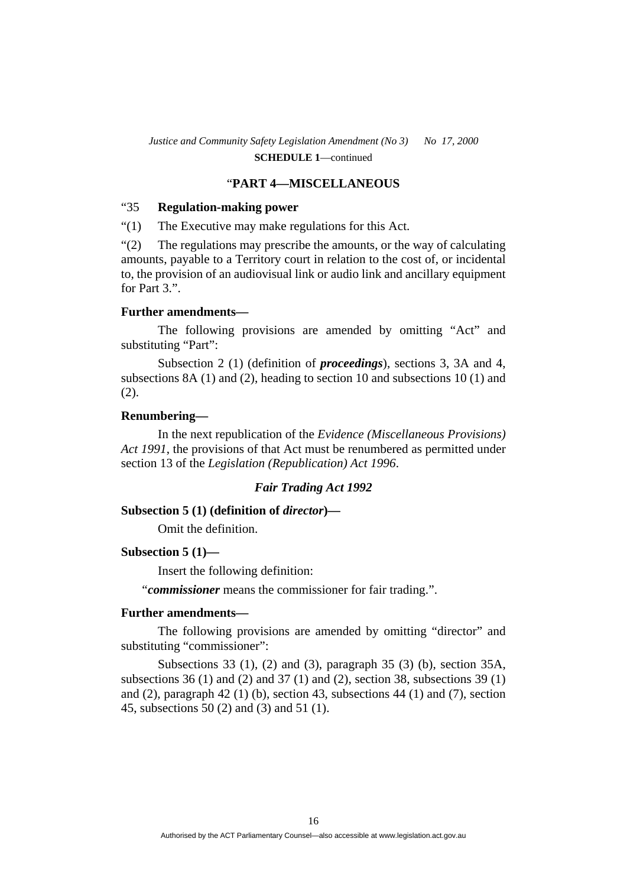**“PART 4—MISCELLANEOUS**

“35 **Regulation-making power**

“(1) The Executive may make regulations for this Act.

“(2) The regulations may prescribe the amounts, or the way of calculating amounts, payable to a Territory court in relation to the cost of, or incidental to, the provision of an audiovisual link or audio link and ancillary equipment for Part 3.”.

**Further amendments—**

The following provisions are amended by omitting “Act” and substituting “Part”:

Subsection 2 (1) (definition of ***proceedings***), sections 3, 3A and 4, subsections 8A (1) and (2), heading to section 10 and subsections 10 (1) and (2).

**Renumbering—**

In the next republication of the *Evidence (Miscellaneous Provisions) Act 1991*, the provisions of that Act must be renumbered as permitted under section 13 of the *Legislation (Republication) Act 1996*.

***Fair Trading Act 1992***

**Subsection 5 (1) (definition of *director*)—**

Omit the definition.

**Subsection 5 (1)—**

Insert the following definition:

“***commissioner*** means the commissioner for fair trading.”.

**Further amendments—**

The following provisions are amended by omitting “director” and substituting “commissioner”:

Subsections 33 (1), (2) and (3), paragraph 35 (3) (b), section 35A, subsections 36 (1) and (2) and 37 (1) and (2), section 38, subsections 39 (1) and (2), paragraph 42 (1) (b), section 43, subsections 44 (1) and (7), section 45, subsections 50 (2) and (3) and 51 (1).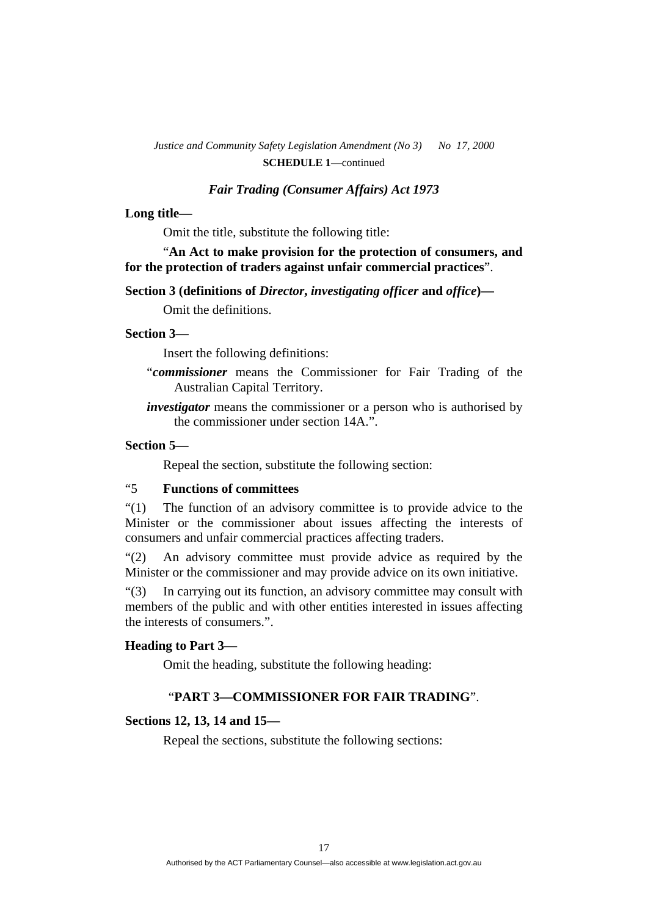### *Fair Trading (Consumer Affairs) Act 1973*

**Long title—**

Omit the title, substitute the following title:

"**An Act to make provision for the protection of consumers, and for the protection of traders against unfair commercial practices**".

**Section 3 (definitions of *Director*, *investigating officer* and *office*)—**

Omit the definitions.

**Section 3—**

Insert the following definitions:

"***commissioner*** means the Commissioner for Fair Trading of the Australian Capital Territory.

***investigator*** means the commissioner or a person who is authorised by the commissioner under section 14A.".

**Section 5—**

Repeal the section, substitute the following section:

"5 **Functions of committees**

"(1) The function of an advisory committee is to provide advice to the Minister or the commissioner about issues affecting the interests of consumers and unfair commercial practices affecting traders.

"(2) An advisory committee must provide advice as required by the Minister or the commissioner and may provide advice on its own initiative.

"(3) In carrying out its function, an advisory committee may consult with members of the public and with other entities interested in issues affecting the interests of consumers.".

**Heading to Part 3—**

Omit the heading, substitute the following heading:

"**PART 3—COMMISSIONER FOR FAIR TRADING**".

**Sections 12, 13, 14 and 15—**

Repeal the sections, substitute the following sections: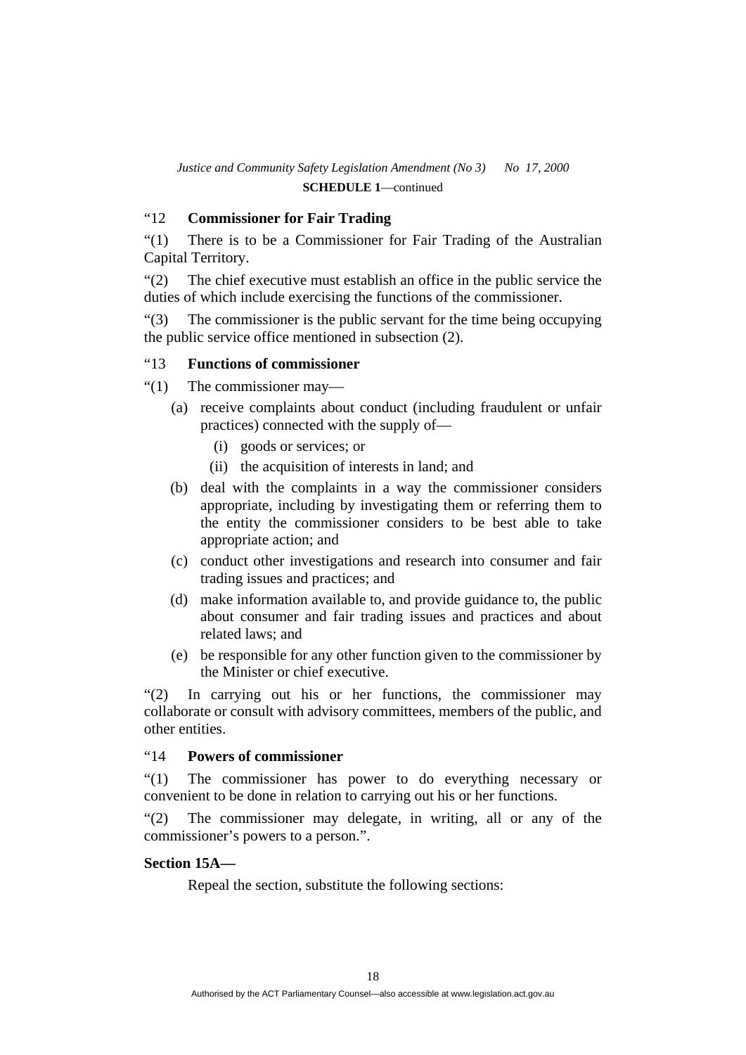“12 **Commissioner for Fair Trading**

“(1) There is to be a Commissioner for Fair Trading of the Australian Capital Territory.

“(2) The chief executive must establish an office in the public service the duties of which include exercising the functions of the commissioner.

“(3) The commissioner is the public servant for the time being occupying the public service office mentioned in subsection (2).

“13 **Functions of commissioner**

“(1) The commissioner may—

(a) receive complaints about conduct (including fraudulent or unfair practices) connected with the supply of—

(i) goods or services; or

(ii) the acquisition of interests in land; and

(b) deal with the complaints in a way the commissioner considers appropriate, including by investigating them or referring them to the entity the commissioner considers to be best able to take appropriate action; and

(c) conduct other investigations and research into consumer and fair trading issues and practices; and

(d) make information available to, and provide guidance to, the public about consumer and fair trading issues and practices and about related laws; and

(e) be responsible for any other function given to the commissioner by the Minister or chief executive.

“(2) In carrying out his or her functions, the commissioner may collaborate or consult with advisory committees, members of the public, and other entities.

“14 **Powers of commissioner**

“(1) The commissioner has power to do everything necessary or convenient to be done in relation to carrying out his or her functions.

“(2) The commissioner may delegate, in writing, all or any of the commissioner’s powers to a person.”.

**Section 15A—**

Repeal the section, substitute the following sections: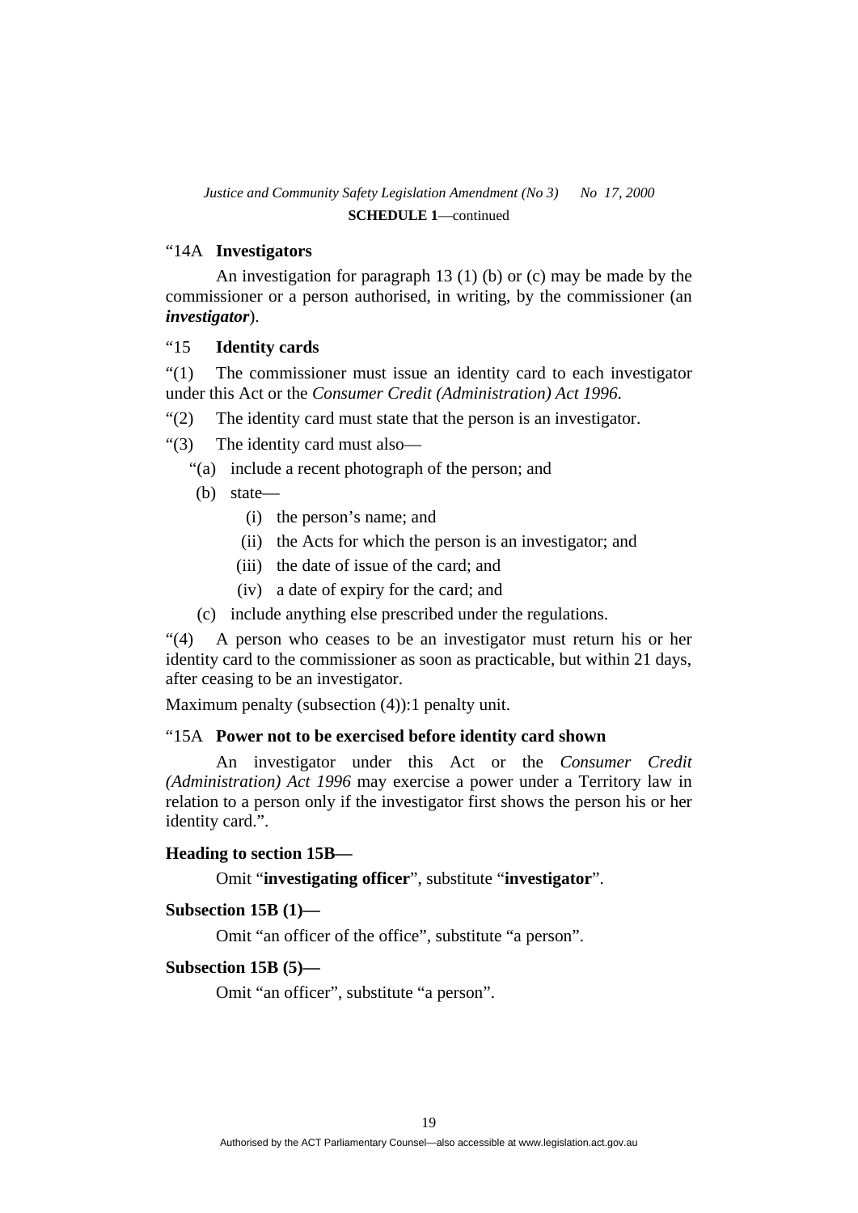"14A **Investigators**

An investigation for paragraph 13 (1) (b) or (c) may be made by the commissioner or a person authorised, in writing, by the commissioner (an ***investigator***).

"15 **Identity cards**

"(1) The commissioner must issue an identity card to each investigator under this Act or the *Consumer Credit (Administration) Act 1996*.

"(2) The identity card must state that the person is an investigator.

"(3) The identity card must also—

"(a) include a recent photograph of the person; and

(b) state—

(i) the person's name; and

(ii) the Acts for which the person is an investigator; and

(iii) the date of issue of the card; and

(iv) a date of expiry for the card; and

(c) include anything else prescribed under the regulations.

"(4) A person who ceases to be an investigator must return his or her identity card to the commissioner as soon as practicable, but within 21 days, after ceasing to be an investigator.

Maximum penalty (subsection (4)):1 penalty unit.

"15A **Power not to be exercised before identity card shown**

An investigator under this Act or the *Consumer Credit (Administration) Act 1996* may exercise a power under a Territory law in relation to a person only if the investigator first shows the person his or her identity card.".

**Heading to section 15B—**

Omit "**investigating officer**", substitute "**investigator**".

**Subsection 15B (1)—**

Omit "an officer of the office", substitute "a person".

**Subsection 15B (5)—**

Omit "an officer", substitute "a person".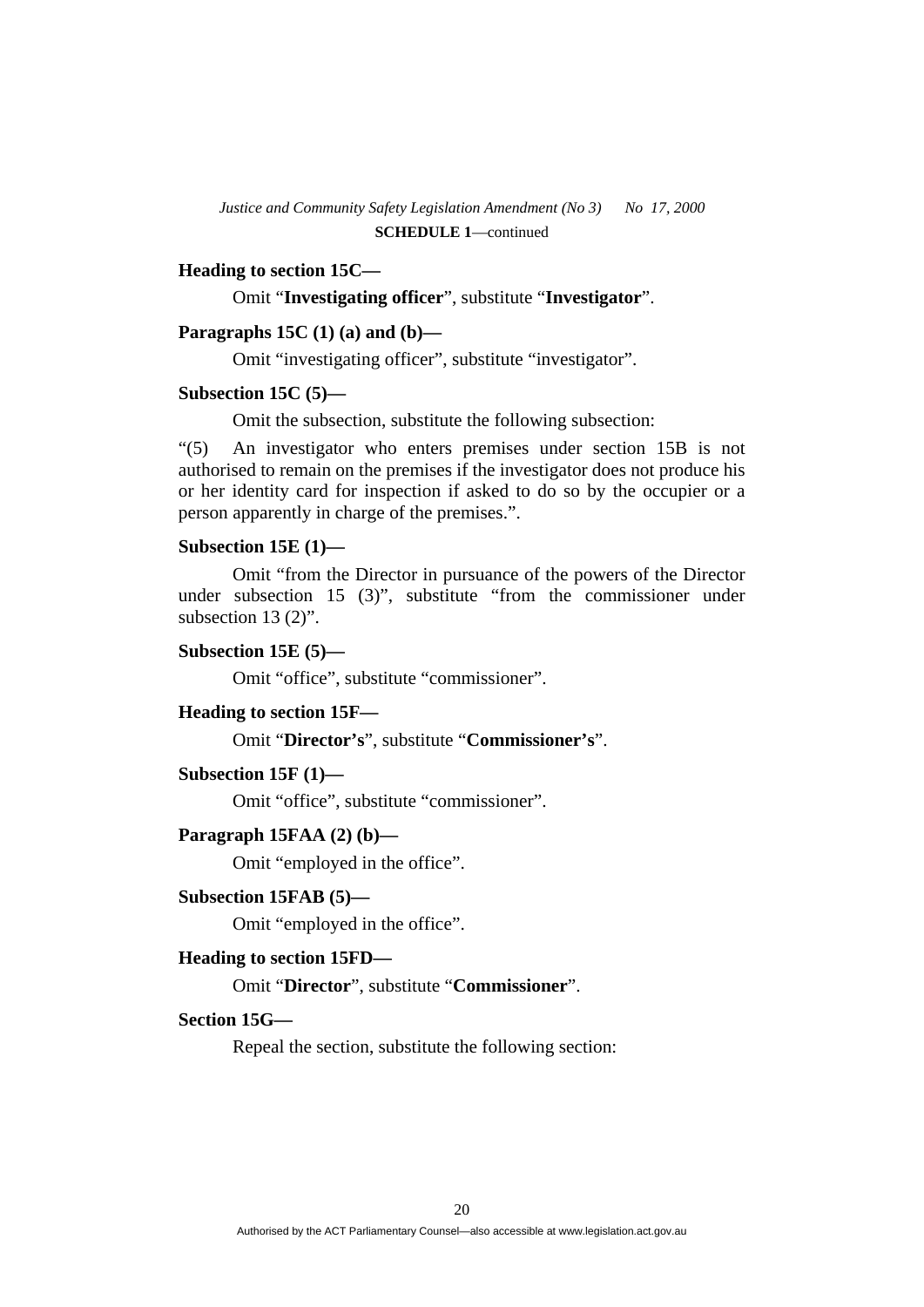**Heading to section 15C—**

Omit "**Investigating officer**", substitute "**Investigator**".

**Paragraphs 15C (1) (a) and (b)—**

Omit "investigating officer", substitute "investigator".

**Subsection 15C (5)—**

Omit the subsection, substitute the following subsection:

"(5) An investigator who enters premises under section 15B is not authorised to remain on the premises if the investigator does not produce his or her identity card for inspection if asked to do so by the occupier or a person apparently in charge of the premises.".

**Subsection 15E (1)—**

Omit "from the Director in pursuance of the powers of the Director under subsection 15 (3)", substitute "from the commissioner under subsection 13 (2)".

**Subsection 15E (5)—**

Omit "office", substitute "commissioner".

**Heading to section 15F—**

Omit "**Director's**", substitute "**Commissioner's**".

**Subsection 15F (1)—**

Omit "office", substitute "commissioner".

**Paragraph 15FAA (2) (b)—**

Omit "employed in the office".

**Subsection 15FAB (5)—**

Omit "employed in the office".

**Heading to section 15FD—**

Omit "**Director**", substitute "**Commissioner**".

**Section 15G—**

Repeal the section, substitute the following section: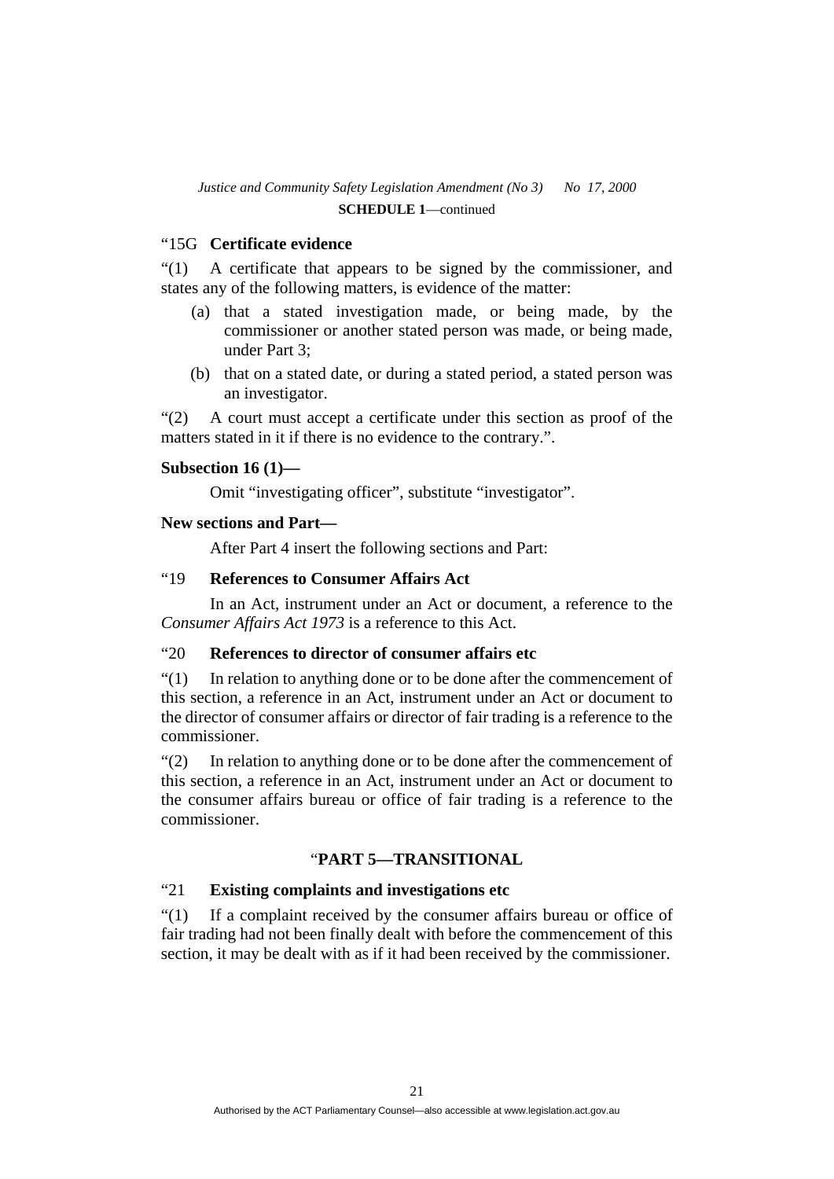"15G **Certificate evidence**

"(1) A certificate that appears to be signed by the commissioner, and states any of the following matters, is evidence of the matter:

(a) that a stated investigation made, or being made, by the commissioner or another stated person was made, or being made, under Part 3;

(b) that on a stated date, or during a stated period, a stated person was an investigator.

"(2) A court must accept a certificate under this section as proof of the matters stated in it if there is no evidence to the contrary.".

**Subsection 16 (1)—**

Omit "investigating officer", substitute "investigator".

**New sections and Part—**

After Part 4 insert the following sections and Part:

"19 **References to Consumer Affairs Act**

In an Act, instrument under an Act or document, a reference to the *Consumer Affairs Act 1973* is a reference to this Act.

"20 **References to director of consumer affairs etc**

"(1) In relation to anything done or to be done after the commencement of this section, a reference in an Act, instrument under an Act or document to the director of consumer affairs or director of fair trading is a reference to the commissioner.

"(2) In relation to anything done or to be done after the commencement of this section, a reference in an Act, instrument under an Act or document to the consumer affairs bureau or office of fair trading is a reference to the commissioner.

"**PART 5—TRANSITIONAL**

"21 **Existing complaints and investigations etc**

"(1) If a complaint received by the consumer affairs bureau or office of fair trading had not been finally dealt with before the commencement of this section, it may be dealt with as if it had been received by the commissioner.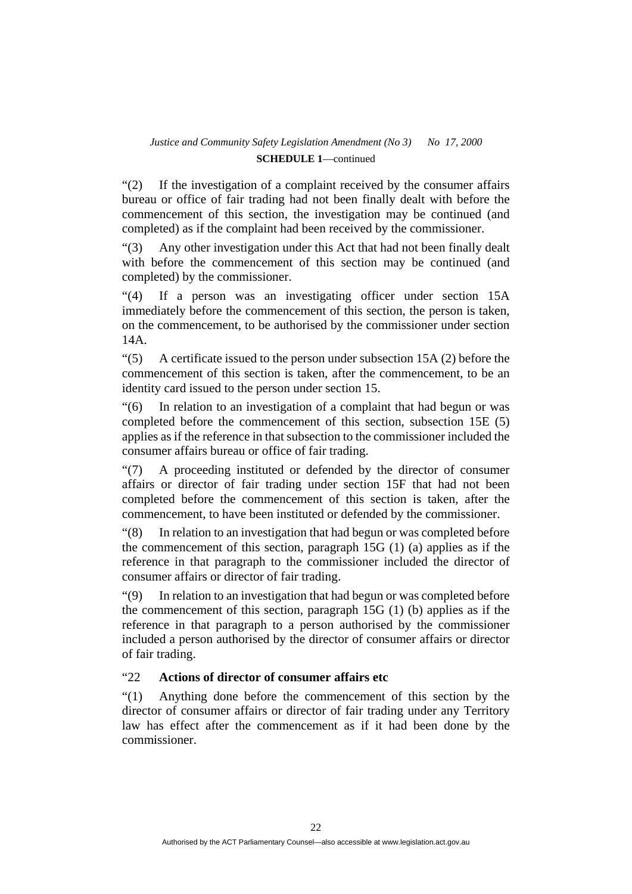"(2) If the investigation of a complaint received by the consumer affairs bureau or office of fair trading had not been finally dealt with before the commencement of this section, the investigation may be continued (and completed) as if the complaint had been received by the commissioner.

"(3) Any other investigation under this Act that had not been finally dealt with before the commencement of this section may be continued (and completed) by the commissioner.

"(4) If a person was an investigating officer under section 15A immediately before the commencement of this section, the person is taken, on the commencement, to be authorised by the commissioner under section 14A.

"(5) A certificate issued to the person under subsection 15A (2) before the commencement of this section is taken, after the commencement, to be an identity card issued to the person under section 15.

"(6) In relation to an investigation of a complaint that had begun or was completed before the commencement of this section, subsection 15E (5) applies as if the reference in that subsection to the commissioner included the consumer affairs bureau or office of fair trading.

"(7) A proceeding instituted or defended by the director of consumer affairs or director of fair trading under section 15F that had not been completed before the commencement of this section is taken, after the commencement, to have been instituted or defended by the commissioner.

"(8) In relation to an investigation that had begun or was completed before the commencement of this section, paragraph 15G (1) (a) applies as if the reference in that paragraph to the commissioner included the director of consumer affairs or director of fair trading.

"(9) In relation to an investigation that had begun or was completed before the commencement of this section, paragraph 15G (1) (b) applies as if the reference in that paragraph to a person authorised by the commissioner included a person authorised by the director of consumer affairs or director of fair trading.

"22 **Actions of director of consumer affairs etc**

"(1) Anything done before the commencement of this section by the director of consumer affairs or director of fair trading under any Territory law has effect after the commencement as if it had been done by the commissioner.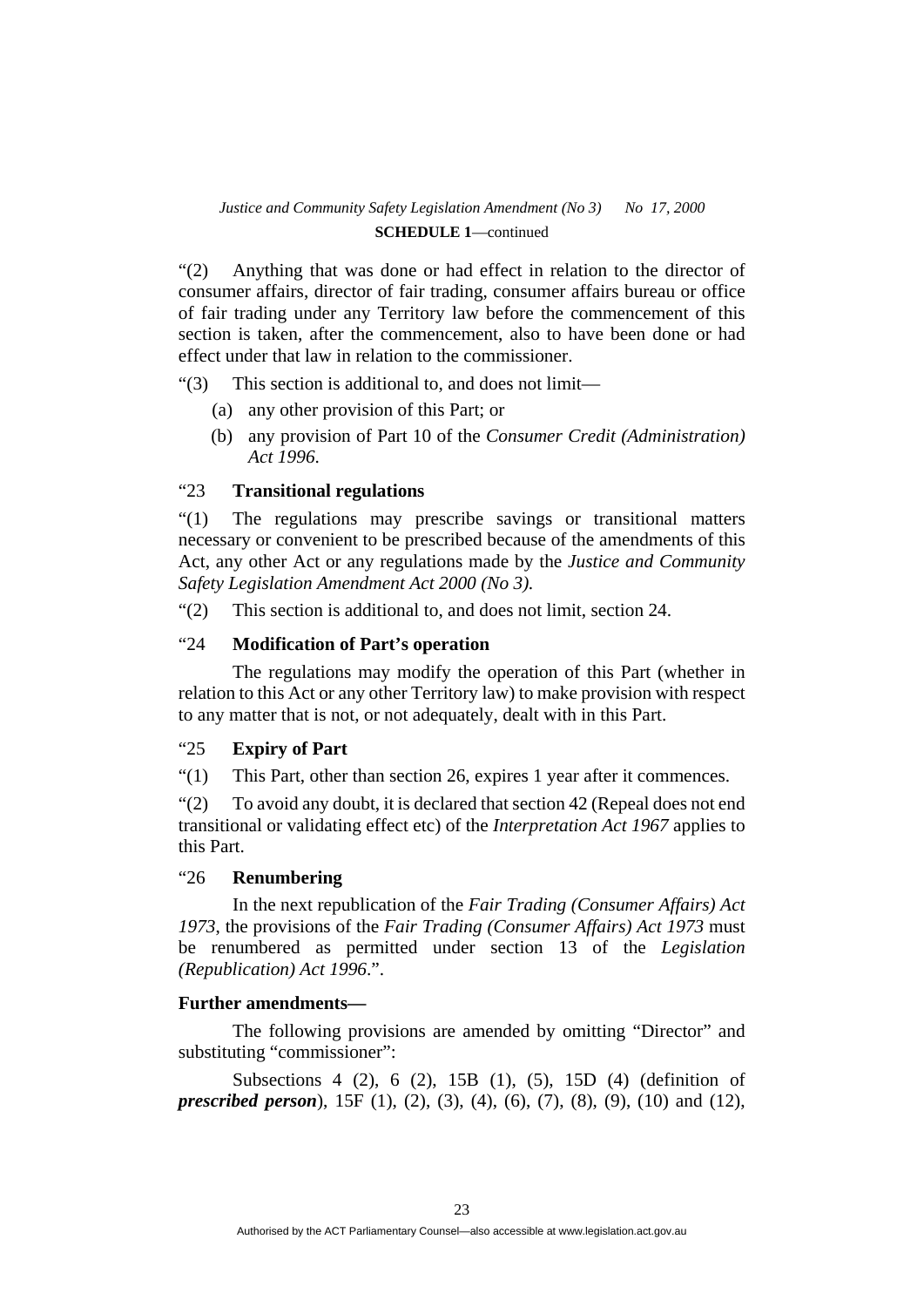"(2) Anything that was done or had effect in relation to the director of consumer affairs, director of fair trading, consumer affairs bureau or office of fair trading under any Territory law before the commencement of this section is taken, after the commencement, also to have been done or had effect under that law in relation to the commissioner.

"(3) This section is additional to, and does not limit—

(a) any other provision of this Part; or

(b) any provision of Part 10 of the *Consumer Credit (Administration) Act 1996*.

"23 **Transitional regulations**

"(1) The regulations may prescribe savings or transitional matters necessary or convenient to be prescribed because of the amendments of this Act, any other Act or any regulations made by the *Justice and Community Safety Legislation Amendment Act 2000 (No 3).*

"(2) This section is additional to, and does not limit, section 24.

"24 **Modification of Part's operation**

The regulations may modify the operation of this Part (whether in relation to this Act or any other Territory law) to make provision with respect to any matter that is not, or not adequately, dealt with in this Part.

"25 **Expiry of Part**

"(1) This Part, other than section 26, expires 1 year after it commences.

"(2) To avoid any doubt, it is declared that section 42 (Repeal does not end transitional or validating effect etc) of the *Interpretation Act 1967* applies to this Part.

"26 **Renumbering**

In the next republication of the *Fair Trading (Consumer Affairs) Act 1973*, the provisions of the *Fair Trading (Consumer Affairs) Act 1973* must be renumbered as permitted under section 13 of the *Legislation (Republication) Act 1996*.".

**Further amendments—**

The following provisions are amended by omitting "Director" and substituting "commissioner":

Subsections 4 (2), 6 (2), 15B (1), (5), 15D (4) (definition of ***prescribed person***), 15F (1), (2), (3), (4), (6), (7), (8), (9), (10) and (12),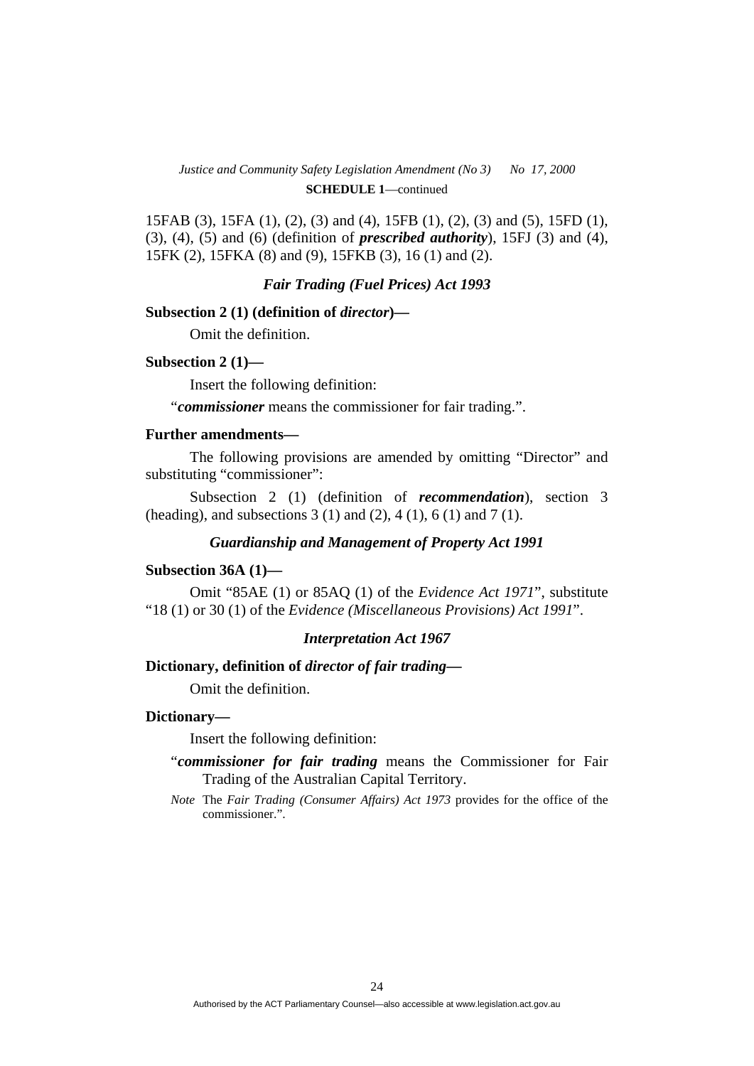15FAB (3), 15FA (1), (2), (3) and (4), 15FB (1), (2), (3) and (5), 15FD (1), (3), (4), (5) and (6) (definition of ***prescribed authority***), 15FJ (3) and (4), 15FK (2), 15FKA (8) and (9), 15FKB (3), 16 (1) and (2).

### *Fair Trading (Fuel Prices) Act 1993*

**Subsection 2 (1) (definition of *director*)—**

Omit the definition.

**Subsection 2 (1)—**

Insert the following definition:

"***commissioner*** means the commissioner for fair trading.".

**Further amendments—**

The following provisions are amended by omitting "Director" and substituting "commissioner":

Subsection 2 (1) (definition of ***recommendation***), section 3 (heading), and subsections 3 (1) and (2), 4 (1), 6 (1) and 7 (1).

### *Guardianship and Management of Property Act 1991*

**Subsection 36A (1)—**

Omit "85AE (1) or 85AQ (1) of the *Evidence Act 1971*", substitute "18 (1) or 30 (1) of the *Evidence (Miscellaneous Provisions) Act 1991*".

### *Interpretation Act 1967*

**Dictionary, definition of *director of fair trading*—**

Omit the definition.

**Dictionary—**

Insert the following definition:

"***commissioner for fair trading*** means the Commissioner for Fair Trading of the Australian Capital Territory.

*Note* The *Fair Trading (Consumer Affairs) Act 1973* provides for the office of the commissioner.".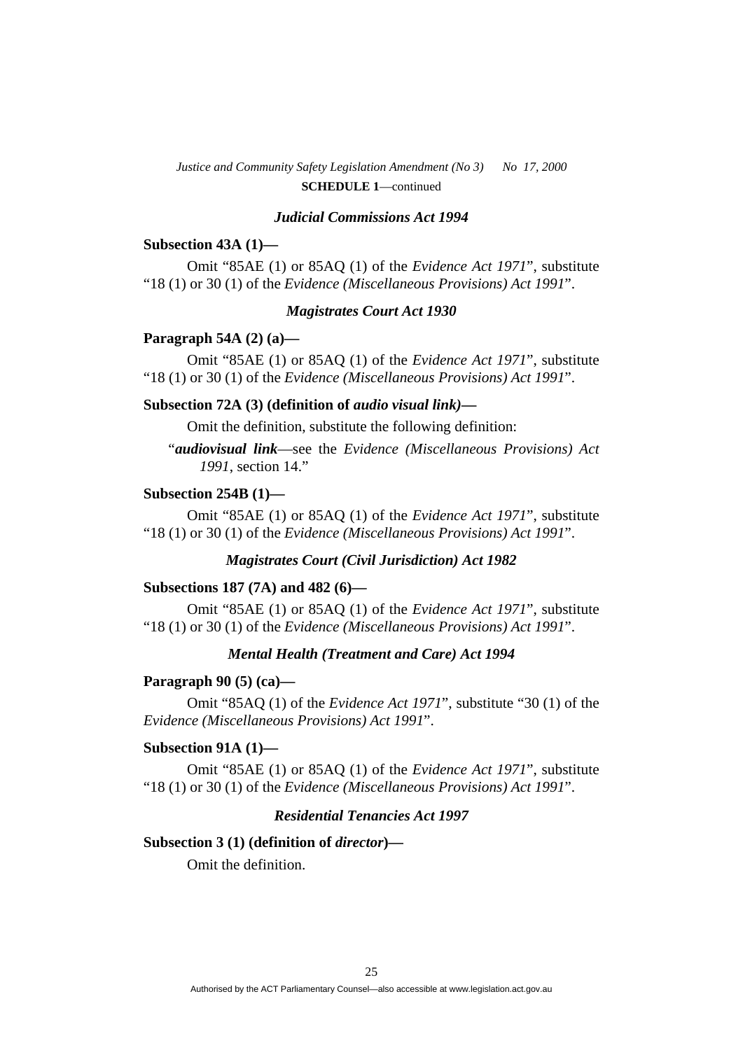### *Judicial Commissions Act 1994*

**Subsection 43A (1)—**

Omit "85AE (1) or 85AQ (1) of the *Evidence Act 1971*", substitute "18 (1) or 30 (1) of the *Evidence (Miscellaneous Provisions) Act 1991*".

### *Magistrates Court Act 1930*

**Paragraph 54A (2) (a)—**

Omit "85AE (1) or 85AQ (1) of the *Evidence Act 1971*", substitute "18 (1) or 30 (1) of the *Evidence (Miscellaneous Provisions) Act 1991*".

**Subsection 72A (3) (definition of *audio visual link)*—**

Omit the definition, substitute the following definition:

"***audiovisual link***—see the *Evidence (Miscellaneous Provisions) Act 1991*, section 14."

**Subsection 254B (1)—**

Omit "85AE (1) or 85AQ (1) of the *Evidence Act 1971*", substitute "18 (1) or 30 (1) of the *Evidence (Miscellaneous Provisions) Act 1991*".

### *Magistrates Court (Civil Jurisdiction) Act 1982*

**Subsections 187 (7A) and 482 (6)—**

Omit "85AE (1) or 85AQ (1) of the *Evidence Act 1971*", substitute "18 (1) or 30 (1) of the *Evidence (Miscellaneous Provisions) Act 1991*".

### *Mental Health (Treatment and Care) Act 1994*

**Paragraph 90 (5) (ca)—**

Omit "85AQ (1) of the *Evidence Act 1971*", substitute "30 (1) of the *Evidence (Miscellaneous Provisions) Act 1991*".

**Subsection 91A (1)—**

Omit "85AE (1) or 85AQ (1) of the *Evidence Act 1971*", substitute "18 (1) or 30 (1) of the *Evidence (Miscellaneous Provisions) Act 1991*".

### *Residential Tenancies Act 1997*

**Subsection 3 (1) (definition of *director*)—**

Omit the definition.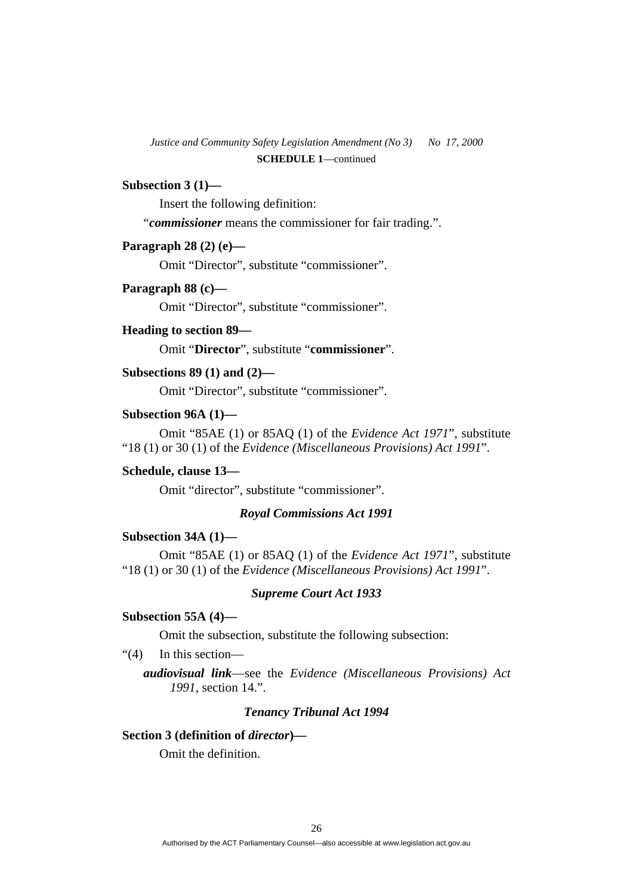**Subsection 3 (1)—**

Insert the following definition:

"***commissioner*** means the commissioner for fair trading.".

**Paragraph 28 (2) (e)—**

Omit "Director", substitute "commissioner".

**Paragraph 88 (c)—**

Omit "Director", substitute "commissioner".

**Heading to section 89—**

Omit "**Director**", substitute "**commissioner**".

**Subsections 89 (1) and (2)—**

Omit "Director", substitute "commissioner".

**Subsection 96A (1)—**

Omit "85AE (1) or 85AQ (1) of the *Evidence Act 1971*", substitute "18 (1) or 30 (1) of the *Evidence (Miscellaneous Provisions) Act 1991*".

**Schedule, clause 13—**

Omit "director", substitute "commissioner".

### *Royal Commissions Act 1991*

**Subsection 34A (1)—**

Omit "85AE (1) or 85AQ (1) of the *Evidence Act 1971*", substitute "18 (1) or 30 (1) of the *Evidence (Miscellaneous Provisions) Act 1991*".

### *Supreme Court Act 1933*

**Subsection 55A (4)—**

Omit the subsection, substitute the following subsection:

"(4) In this section—

***audiovisual link***—see the *Evidence (Miscellaneous Provisions) Act 1991*, section 14.".

### *Tenancy Tribunal Act 1994*

**Section 3 (definition of *director*)—**

Omit the definition.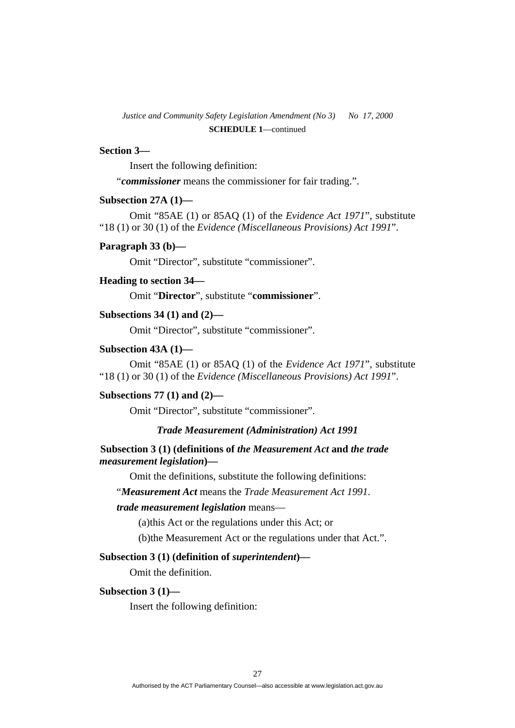**Section 3—**

Insert the following definition:

"***commissioner*** means the commissioner for fair trading.".

**Subsection 27A (1)—**

Omit "85AE (1) or 85AQ (1) of the *Evidence Act 1971*", substitute "18 (1) or 30 (1) of the *Evidence (Miscellaneous Provisions) Act 1991*".

**Paragraph 33 (b)—**

Omit "Director", substitute "commissioner".

**Heading to section 34—**

Omit "**Director**", substitute "**commissioner**".

**Subsections 34 (1) and (2)—**

Omit "Director", substitute "commissioner".

**Subsection 43A (1)—**

Omit "85AE (1) or 85AQ (1) of the *Evidence Act 1971*", substitute "18 (1) or 30 (1) of the *Evidence (Miscellaneous Provisions) Act 1991*".

**Subsections 77 (1) and (2)—**

Omit "Director", substitute "commissioner".

***Trade Measurement (Administration) Act 1991***

**Subsection 3 (1) (definitions of *the Measurement Act* and *the trade measurement legislation*)—**

Omit the definitions, substitute the following definitions:

"***Measurement Act*** means the *Trade Measurement Act 1991*.

***trade measurement legislation*** means—

(a)this Act or the regulations under this Act; or

(b)the Measurement Act or the regulations under that Act.".

**Subsection 3 (1) (definition of *superintendent*)—**

Omit the definition.

**Subsection 3 (1)—**

Insert the following definition: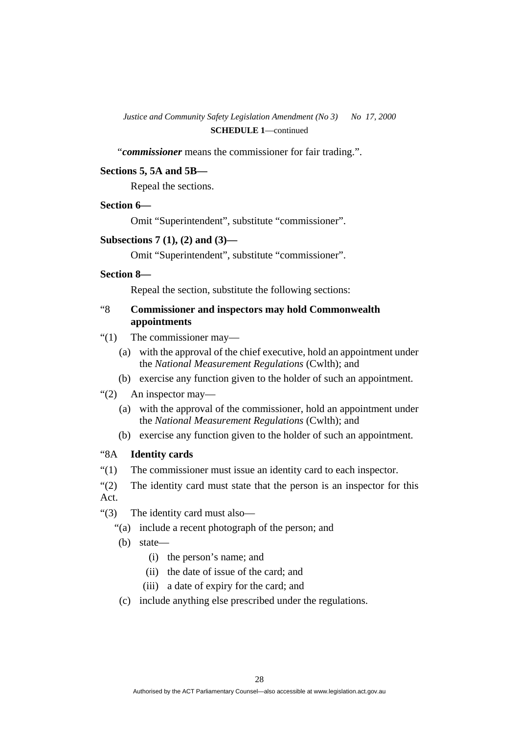"***commissioner*** means the commissioner for fair trading.".

**Sections 5, 5A and 5B—**

Repeal the sections.

**Section 6—**

Omit "Superintendent", substitute "commissioner".

**Subsections 7 (1), (2) and (3)—**

Omit "Superintendent", substitute "commissioner".

**Section 8—**

Repeal the section, substitute the following sections:

"8 **Commissioner and inspectors may hold Commonwealth appointments**

"(1) The commissioner may—

(a) with the approval of the chief executive, hold an appointment under the *National Measurement Regulations* (Cwlth); and

(b) exercise any function given to the holder of such an appointment.

"(2) An inspector may—

(a) with the approval of the commissioner, hold an appointment under the *National Measurement Regulations* (Cwlth); and

(b) exercise any function given to the holder of such an appointment.

"8A **Identity cards**

"(1) The commissioner must issue an identity card to each inspector.

"(2) The identity card must state that the person is an inspector for this Act.

"(3) The identity card must also—

"(a) include a recent photograph of the person; and

(b) state—

(i) the person's name; and

(ii) the date of issue of the card; and

(iii) a date of expiry for the card; and

(c) include anything else prescribed under the regulations.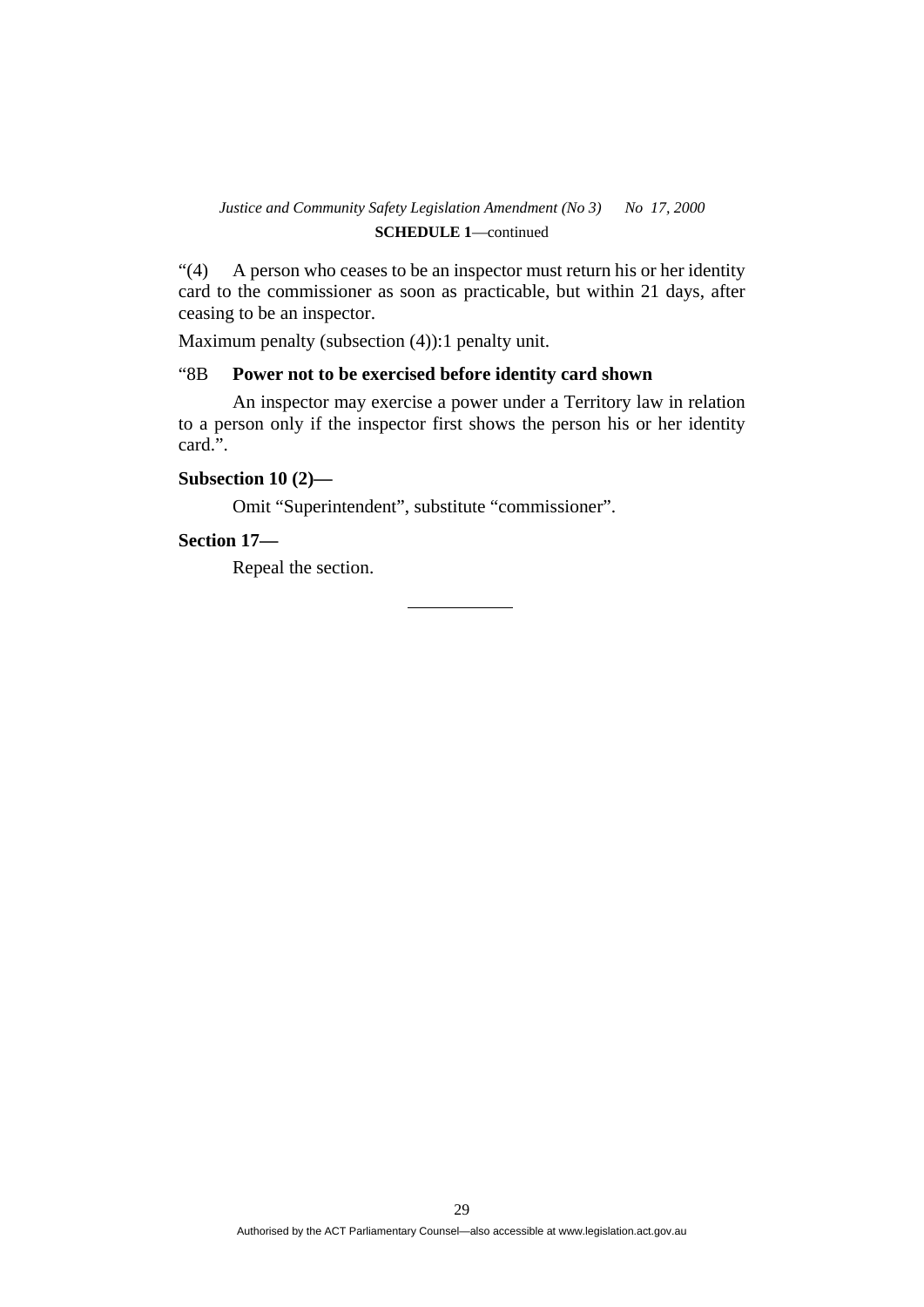"(4) A person who ceases to be an inspector must return his or her identity card to the commissioner as soon as practicable, but within 21 days, after ceasing to be an inspector.

Maximum penalty (subsection (4)):1 penalty unit.

"8B **Power not to be exercised before identity card shown**

An inspector may exercise a power under a Territory law in relation to a person only if the inspector first shows the person his or her identity card.".

**Subsection 10 (2)—**

Omit "Superintendent", substitute "commissioner".

**Section 17—**

Repeal the section.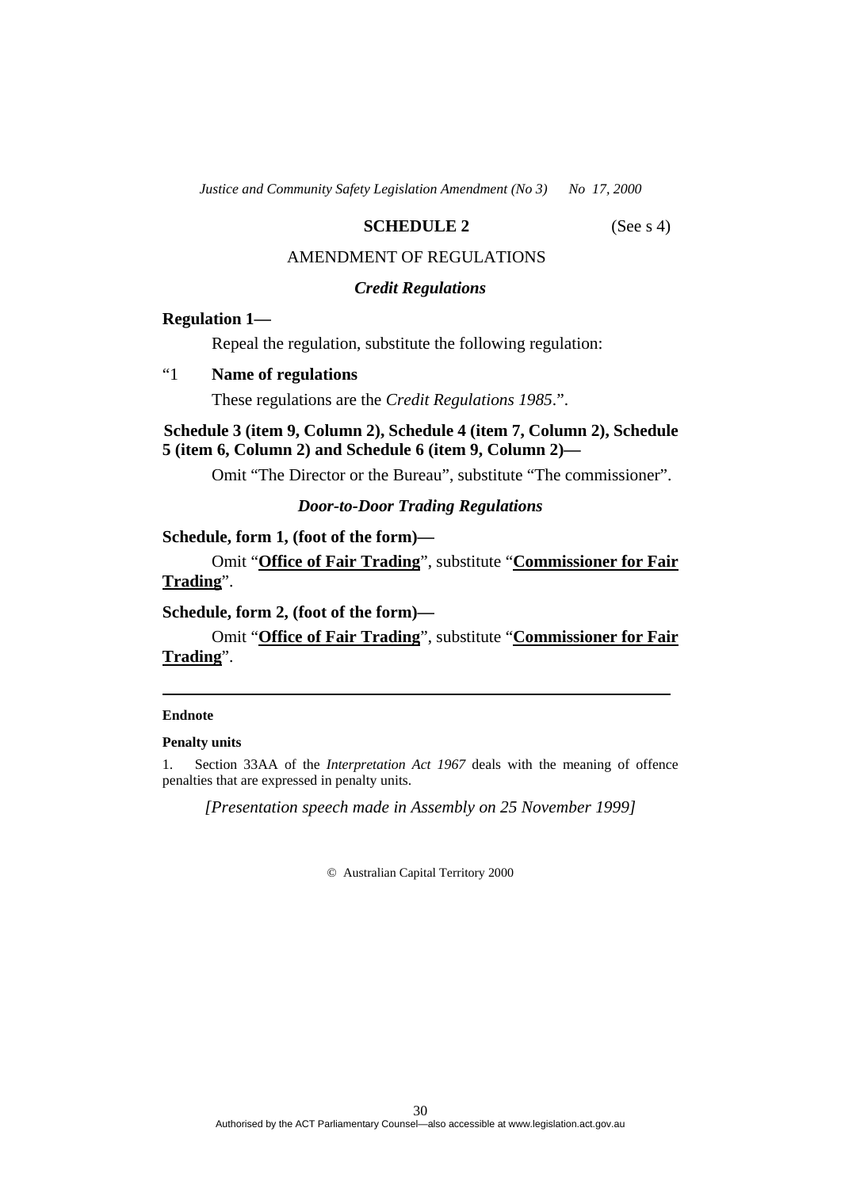## SCHEDULE 2 (See s 4)

AMENDMENT OF REGULATIONS

### *Credit Regulations*

**Regulation 1—**

Repeal the regulation, substitute the following regulation:

"1 **Name of regulations**

These regulations are the *Credit Regulations 1985*.".

**Schedule 3 (item 9, Column 2), Schedule 4 (item 7, Column 2), Schedule 5 (item 6, Column 2) and Schedule 6 (item 9, Column 2)—**

Omit "The Director or the Bureau", substitute "The commissioner".

### *Door-to-Door Trading Regulations*

**Schedule, form 1, (foot of the form)—**

Omit "**Office of Fair Trading**", substitute "**Commissioner for Fair Trading**".

**Schedule, form 2, (foot of the form)—**

Omit "**Office of Fair Trading**", substitute "**Commissioner for Fair Trading**".

---

**Endnote**

**Penalty units**

1. Section 33AA of the *Interpretation Act 1967* deals with the meaning of offence penalties that are expressed in penalty units.

*[Presentation speech made in Assembly on 25 November 1999]*

© Australian Capital Territory 2000